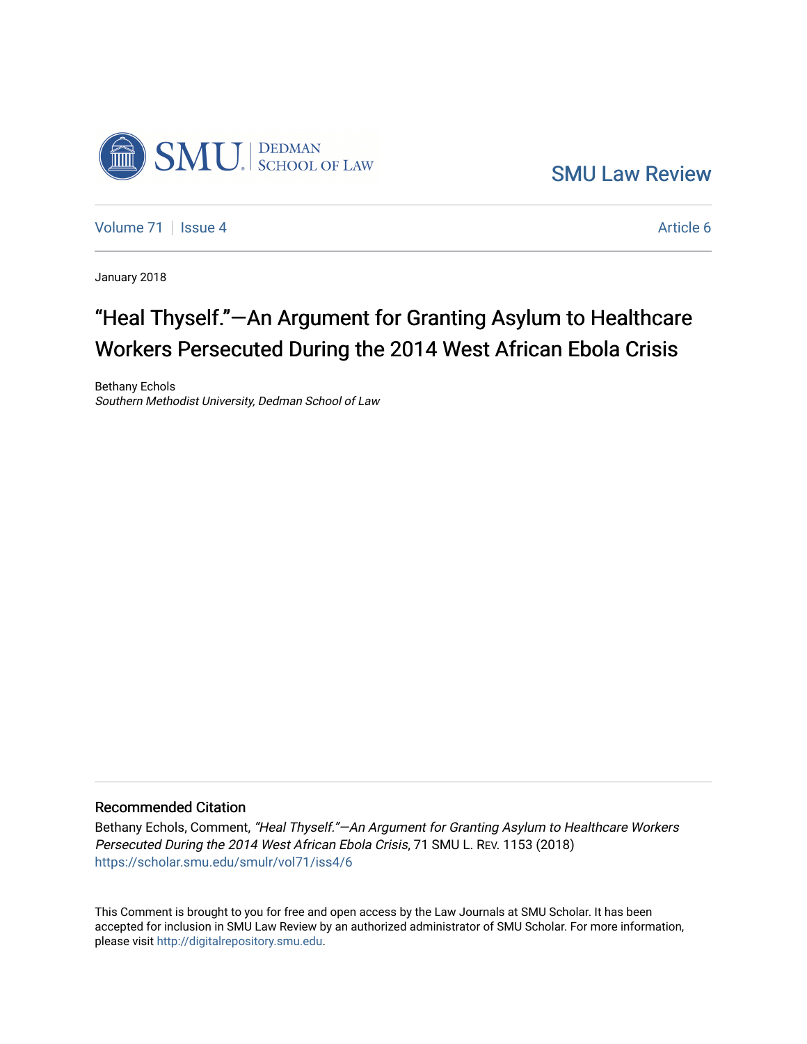SMU Law Review

Volume 71 | Issue 4 — Article 6

January 2018

# "Heal Thyself."—An Argument for Granting Asylum to Healthcare Workers Persecuted During the 2014 West African Ebola Crisis

Bethany Echols
*Southern Methodist University, Dedman School of Law*

## Recommended Citation

Bethany Echols, Comment, *"Heal Thyself."—An Argument for Granting Asylum to Healthcare Workers Persecuted During the 2014 West African Ebola Crisis*, 71 SMU L. REV. 1153 (2018)
https://scholar.smu.edu/smulr/vol71/iss4/6

This Comment is brought to you for free and open access by the Law Journals at SMU Scholar. It has been accepted for inclusion in SMU Law Review by an authorized administrator of SMU Scholar. For more information, please visit http://digitalrepository.smu.edu.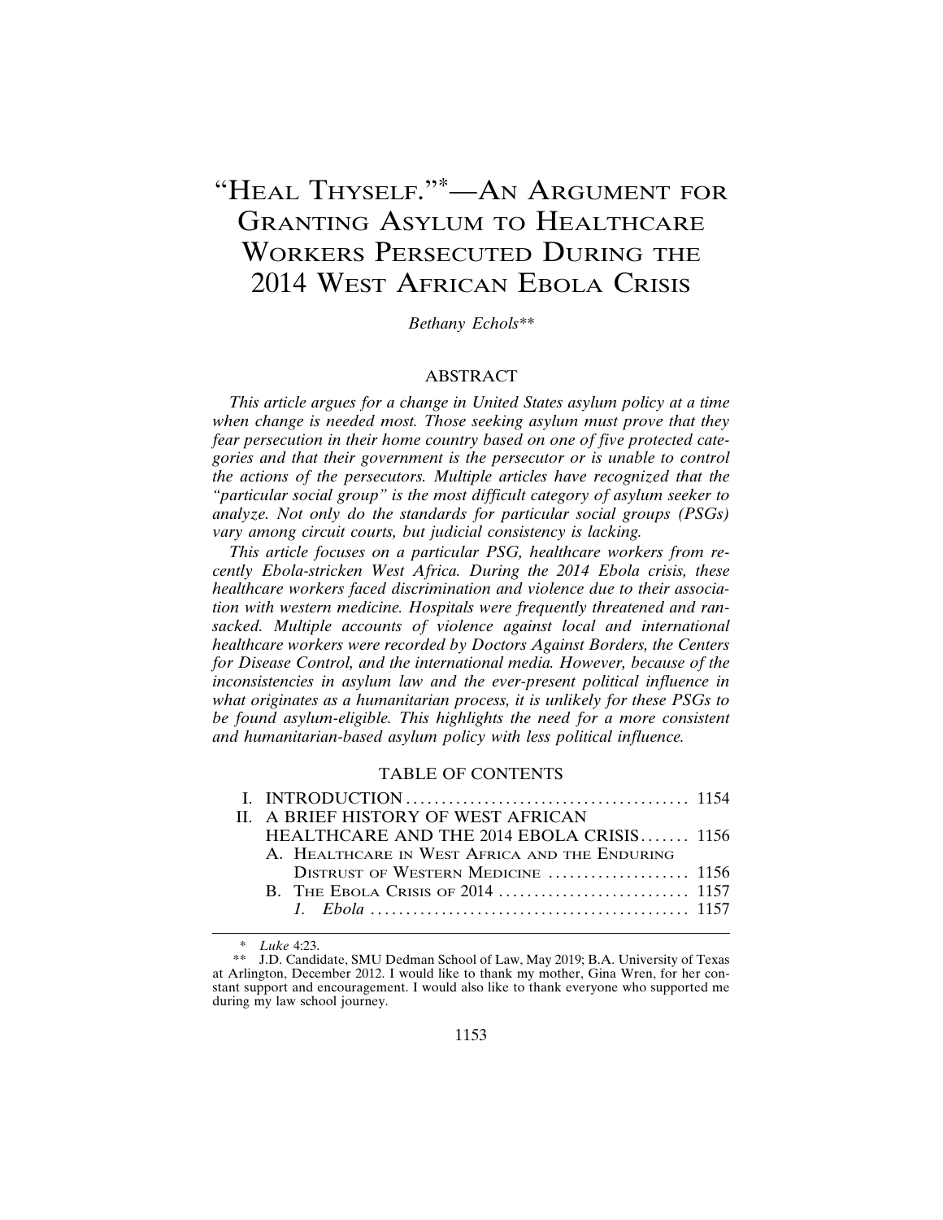# "Heal Thyself."[*]—An Argument for Granting Asylum to Healthcare Workers Persecuted During the 2014 West African Ebola Crisis

*Bethany Echols*[**]

## ABSTRACT

*This article argues for a change in United States asylum policy at a time when change is needed most. Those seeking asylum must prove that they fear persecution in their home country based on one of five protected categories and that their government is the persecutor or is unable to control the actions of the persecutors. Multiple articles have recognized that the "particular social group" is the most difficult category of asylum seeker to analyze. Not only do the standards for particular social groups (PSGs) vary among circuit courts, but judicial consistency is lacking.*

*This article focuses on a particular PSG, healthcare workers from recently Ebola-stricken West Africa. During the 2014 Ebola crisis, these healthcare workers faced discrimination and violence due to their association with western medicine. Hospitals were frequently threatened and ransacked. Multiple accounts of violence against local and international healthcare workers were recorded by Doctors Against Borders, the Centers for Disease Control, and the international media. However, because of the inconsistencies in asylum law and the ever-present political influence in what originates as a humanitarian process, it is unlikely for these PSGs to be found asylum-eligible. This highlights the need for a more consistent and humanitarian-based asylum policy with less political influence.*

## TABLE OF CONTENTS

I. INTRODUCTION ........................................ 1154

II. A BRIEF HISTORY OF WEST AFRICAN HEALTHCARE AND THE 2014 EBOLA CRISIS ....... 1156

- A. Healthcare in West Africa and the Enduring Distrust of Western Medicine .................... 1156
- B. The Ebola Crisis of 2014 .......................... 1157
  - *1. Ebola* ............................................ 1157

---

[*] *Luke* 4:23.

[**] J.D. Candidate, SMU Dedman School of Law, May 2019; B.A. University of Texas at Arlington, December 2012. I would like to thank my mother, Gina Wren, for her constant support and encouragement. I would also like to thank everyone who supported me during my law school journey.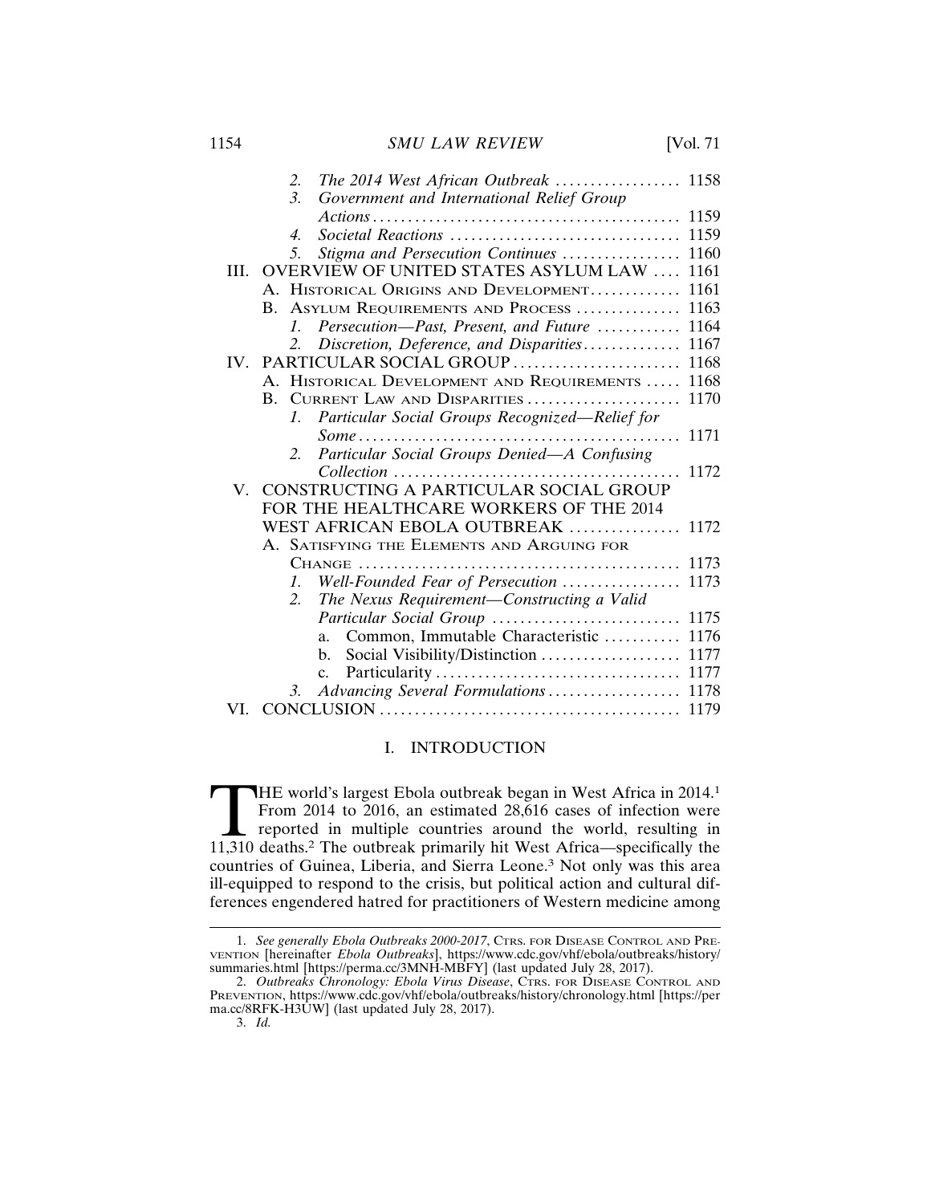2. *The 2014 West African Outbreak* .................. 1158
3. *Government and International Relief Group Actions* .................. 1159
4. *Societal Reactions* .................. 1159
5. *Stigma and Persecution Continues* .................. 1160

III. OVERVIEW OF UNITED STATES ASYLUM LAW .... 1161
   A. Historical Origins and Development .................. 1161
   B. Asylum Requirements and Process .................. 1163
      1. *Persecution—Past, Present, and Future* .................. 1164
      2. *Discretion, Deference, and Disparities* .................. 1167

IV. PARTICULAR SOCIAL GROUP .................. 1168
   A. Historical Development and Requirements ..... 1168
   B. Current Law and Disparities .................. 1170
      1. *Particular Social Groups Recognized—Relief for Some* .................. 1171
      2. *Particular Social Groups Denied—A Confusing Collection* .................. 1172

V. CONSTRUCTING A PARTICULAR SOCIAL GROUP FOR THE HEALTHCARE WORKERS OF THE 2014 WEST AFRICAN EBOLA OUTBREAK .................. 1172
   A. Satisfying the Elements and Arguing for Change .................. 1173
      1. *Well-Founded Fear of Persecution* .................. 1173
      2. *The Nexus Requirement—Constructing a Valid Particular Social Group* .................. 1175
         a. Common, Immutable Characteristic .................. 1176
         b. Social Visibility/Distinction .................. 1177
         c. Particularity .................. 1177
      3. *Advancing Several Formulations* .................. 1178

VI. CONCLUSION .................. 1179

## I. INTRODUCTION

THE world's largest Ebola outbreak began in West Africa in 2014.[1] From 2014 to 2016, an estimated 28,616 cases of infection were reported in multiple countries around the world, resulting in 11,310 deaths.[2] The outbreak primarily hit West Africa—specifically the countries of Guinea, Liberia, and Sierra Leone.[3] Not only was this area ill-equipped to respond to the crisis, but political action and cultural differences engendered hatred for practitioners of Western medicine among

---

1. *See generally Ebola Outbreaks 2000-2017*, Ctrs. for Disease Control and Prevention [hereinafter *Ebola Outbreaks*], https://www.cdc.gov/vhf/ebola/outbreaks/history/summaries.html [https://perma.cc/3MNH-MBFY] (last updated July 28, 2017).

2. *Outbreaks Chronology: Ebola Virus Disease*, Ctrs. for Disease Control and Prevention, https://www.cdc.gov/vhf/ebola/outbreaks/history/chronology.html [https://perma.cc/8RFK-H3UW] (last updated July 28, 2017).

3. *Id.*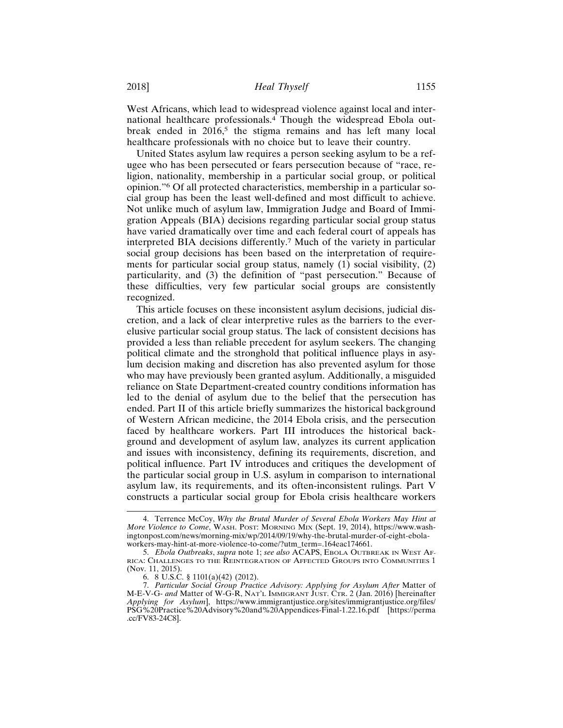West Africans, which lead to widespread violence against local and international healthcare professionals.[4] Though the widespread Ebola outbreak ended in 2016,[5] the stigma remains and has left many local healthcare professionals with no choice but to leave their country.

United States asylum law requires a person seeking asylum to be a refugee who has been persecuted or fears persecution because of "race, religion, nationality, membership in a particular social group, or political opinion."[6] Of all protected characteristics, membership in a particular social group has been the least well-defined and most difficult to achieve. Not unlike much of asylum law, Immigration Judge and Board of Immigration Appeals (BIA) decisions regarding particular social group status have varied dramatically over time and each federal court of appeals has interpreted BIA decisions differently.[7] Much of the variety in particular social group decisions has been based on the interpretation of requirements for particular social group status, namely (1) social visibility, (2) particularity, and (3) the definition of "past persecution." Because of these difficulties, very few particular social groups are consistently recognized.

This article focuses on these inconsistent asylum decisions, judicial discretion, and a lack of clear interpretive rules as the barriers to the ever-elusive particular social group status. The lack of consistent decisions has provided a less than reliable precedent for asylum seekers. The changing political climate and the stronghold that political influence plays in asylum decision making and discretion has also prevented asylum for those who may have previously been granted asylum. Additionally, a misguided reliance on State Department-created country conditions information has led to the denial of asylum due to the belief that the persecution has ended. Part II of this article briefly summarizes the historical background of Western African medicine, the 2014 Ebola crisis, and the persecution faced by healthcare workers. Part III introduces the historical background and development of asylum law, analyzes its current application and issues with inconsistency, defining its requirements, discretion, and political influence. Part IV introduces and critiques the development of the particular social group in U.S. asylum in comparison to international asylum law, its requirements, and its often-inconsistent rulings. Part V constructs a particular social group for Ebola crisis healthcare workers

---

4. Terrence McCoy, *Why the Brutal Murder of Several Ebola Workers May Hint at More Violence to Come*, WASH. POST: MORNING MIX (Sept. 19, 2014), https://www.washingtonpost.com/news/morning-mix/wp/2014/09/19/why-the-brutal-murder-of-eight-ebola-workers-may-hint-at-more-violence-to-come/?utm_term=.164eac174661.

5. *Ebola Outbreaks*, *supra* note 1; *see also* ACAPS, EBOLA OUTBREAK IN WEST AFRICA: CHALLENGES TO THE REINTEGRATION OF AFFECTED GROUPS INTO COMMUNITIES 1 (Nov. 11, 2015).

6. 8 U.S.C. § 1101(a)(42) (2012).

7. *Particular Social Group Practice Advisory: Applying for Asylum After* Matter of M-E-V-G- *and* Matter of W-G-R, NAT'L IMMIGRANT JUST. CTR. 2 (Jan. 2016) [hereinafter *Applying for Asylum*], https://www.immigrantjustice.org/sites/immigrantjustice.org/files/PSG%20Practice%20Advisory%20and%20Appendices-Final-1.22.16.pdf [https://perma.cc/FV83-24C8].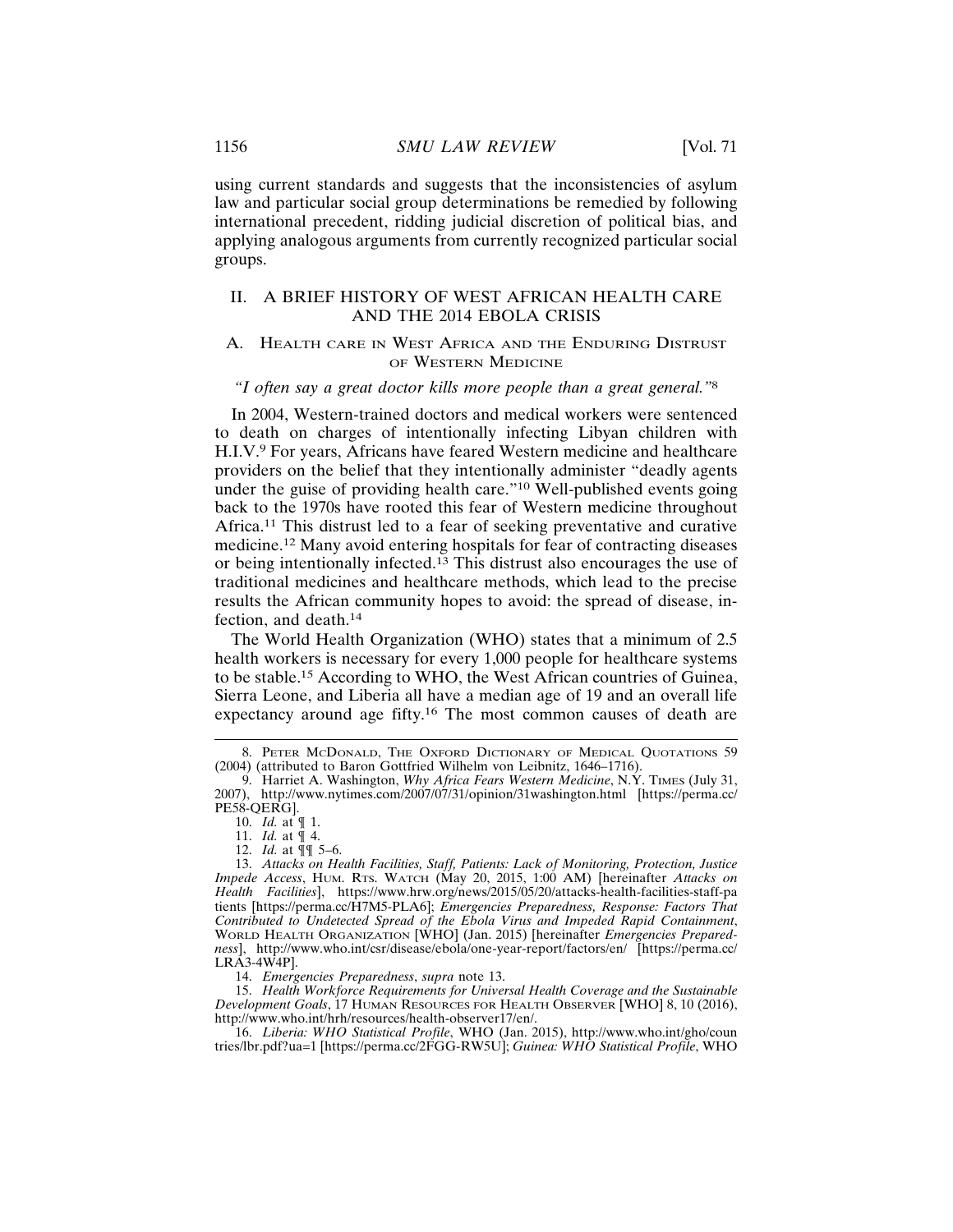using current standards and suggests that the inconsistencies of asylum law and particular social group determinations be remedied by following international precedent, ridding judicial discretion of political bias, and applying analogous arguments from currently recognized particular social groups.

## II. A BRIEF HISTORY OF WEST AFRICAN HEALTH CARE AND THE 2014 EBOLA CRISIS

### A. Health care in West Africa and the Enduring Distrust of Western Medicine

*"I often say a great doctor kills more people than a great general."*[8]

In 2004, Western-trained doctors and medical workers were sentenced to death on charges of intentionally infecting Libyan children with H.I.V.[9] For years, Africans have feared Western medicine and healthcare providers on the belief that they intentionally administer "deadly agents under the guise of providing health care."[10] Well-published events going back to the 1970s have rooted this fear of Western medicine throughout Africa.[11] This distrust led to a fear of seeking preventative and curative medicine.[12] Many avoid entering hospitals for fear of contracting diseases or being intentionally infected.[13] This distrust also encourages the use of traditional medicines and healthcare methods, which lead to the precise results the African community hopes to avoid: the spread of disease, infection, and death.[14]

The World Health Organization (WHO) states that a minimum of 2.5 health workers is necessary for every 1,000 people for healthcare systems to be stable.[15] According to WHO, the West African countries of Guinea, Sierra Leone, and Liberia all have a median age of 19 and an overall life expectancy around age fifty.[16] The most common causes of death are

---

8. Peter McDonald, The Oxford Dictionary of Medical Quotations 59 (2004) (attributed to Baron Gottfried Wilhelm von Leibnitz, 1646–1716).

9. Harriet A. Washington, *Why Africa Fears Western Medicine*, N.Y. Times (July 31, 2007), http://www.nytimes.com/2007/07/31/opinion/31washington.html [https://perma.cc/PE58-QERG].

10. *Id.* at ¶ 1.

11. *Id.* at ¶ 4.

12. *Id.* at ¶¶ 5–6.

13. *Attacks on Health Facilities, Staff, Patients: Lack of Monitoring, Protection, Justice Impede Access*, Hum. Rts. Watch (May 20, 2015, 1:00 AM) [hereinafter *Attacks on Health Facilities*], https://www.hrw.org/news/2015/05/20/attacks-health-facilities-staff-patients [https://perma.cc/H7M5-PLA6]; *Emergencies Preparedness, Response: Factors That Contributed to Undetected Spread of the Ebola Virus and Impeded Rapid Containment*, World Health Organization [WHO] (Jan. 2015) [hereinafter *Emergencies Preparedness*], http://www.who.int/csr/disease/ebola/one-year-report/factors/en/ [https://perma.cc/LRA3-4W4P].

14. *Emergencies Preparedness*, *supra* note 13.

15. *Health Workforce Requirements for Universal Health Coverage and the Sustainable Development Goals*, 17 Human Resources for Health Observer [WHO] 8, 10 (2016), http://www.who.int/hrh/resources/health-observer17/en/.

16. *Liberia: WHO Statistical Profile*, WHO (Jan. 2015), http://www.who.int/gho/countries/lbr.pdf?ua=1 [https://perma.cc/2FGG-RW5U]; *Guinea: WHO Statistical Profile*, WHO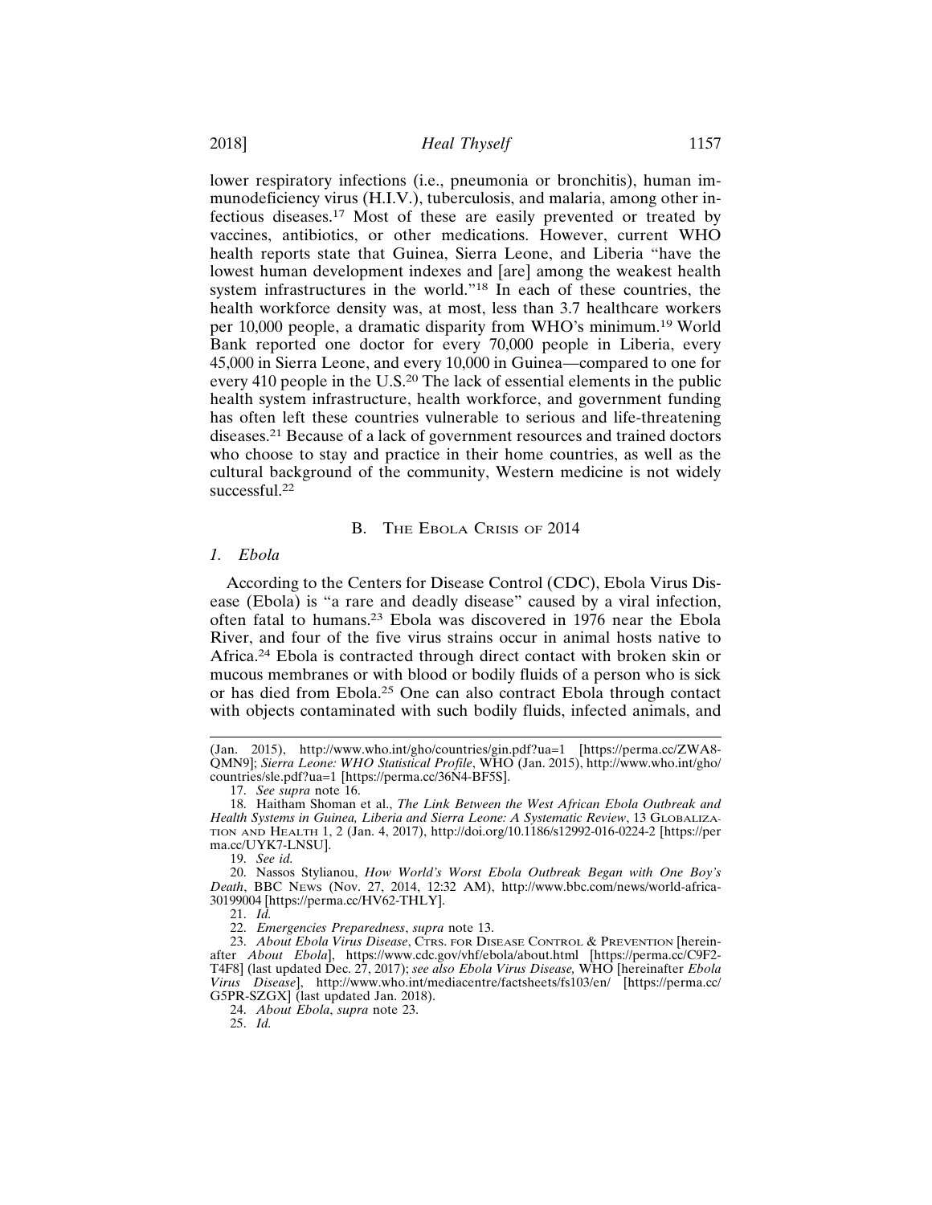lower respiratory infections (i.e., pneumonia or bronchitis), human immunodeficiency virus (H.I.V.), tuberculosis, and malaria, among other infectious diseases.[17] Most of these are easily prevented or treated by vaccines, antibiotics, or other medications. However, current WHO health reports state that Guinea, Sierra Leone, and Liberia "have the lowest human development indexes and [are] among the weakest health system infrastructures in the world."[18] In each of these countries, the health workforce density was, at most, less than 3.7 healthcare workers per 10,000 people, a dramatic disparity from WHO's minimum.[19] World Bank reported one doctor for every 70,000 people in Liberia, every 45,000 in Sierra Leone, and every 10,000 in Guinea—compared to one for every 410 people in the U.S.[20] The lack of essential elements in the public health system infrastructure, health workforce, and government funding has often left these countries vulnerable to serious and life-threatening diseases.[21] Because of a lack of government resources and trained doctors who choose to stay and practice in their home countries, as well as the cultural background of the community, Western medicine is not widely successful.[22]

## B. The Ebola Crisis of 2014

### 1. *Ebola*

According to the Centers for Disease Control (CDC), Ebola Virus Disease (Ebola) is "a rare and deadly disease" caused by a viral infection, often fatal to humans.[23] Ebola was discovered in 1976 near the Ebola River, and four of the five virus strains occur in animal hosts native to Africa.[24] Ebola is contracted through direct contact with broken skin or mucous membranes or with blood or bodily fluids of a person who is sick or has died from Ebola.[25] One can also contract Ebola through contact with objects contaminated with such bodily fluids, infected animals, and

---

(Jan. 2015), http://www.who.int/gho/countries/gin.pdf?ua=1 [https://perma.cc/ZWA8-QMN9]; *Sierra Leone: WHO Statistical Profile*, WHO (Jan. 2015), http://www.who.int/gho/countries/sle.pdf?ua=1 [https://perma.cc/36N4-BF5S].

17. *See supra* note 16.

18. Haitham Shoman et al., *The Link Between the West African Ebola Outbreak and Health Systems in Guinea, Liberia and Sierra Leone: A Systematic Review*, 13 Globalization and Health 1, 2 (Jan. 4, 2017), http://doi.org/10.1186/s12992-016-0224-2 [https://perma.cc/UYK7-LNSU].

19. *See id.*

20. Nassos Stylianou, *How World's Worst Ebola Outbreak Began with One Boy's Death*, BBC News (Nov. 27, 2014, 12:32 AM), http://www.bbc.com/news/world-africa-30199004 [https://perma.cc/HV62-THLY].

21. *Id.*

22. *Emergencies Preparedness*, *supra* note 13.

23. *About Ebola Virus Disease*, Ctrs. for Disease Control & Prevention [hereinafter *About Ebola*], https://www.cdc.gov/vhf/ebola/about.html [https://perma.cc/C9F2-T4F8] (last updated Dec. 27, 2017); *see also Ebola Virus Disease,* WHO [hereinafter *Ebola Virus Disease*], http://www.who.int/mediacentre/factsheets/fs103/en/ [https://perma.cc/G5PR-SZGX] (last updated Jan. 2018).

24. *About Ebola*, *supra* note 23.

25. *Id.*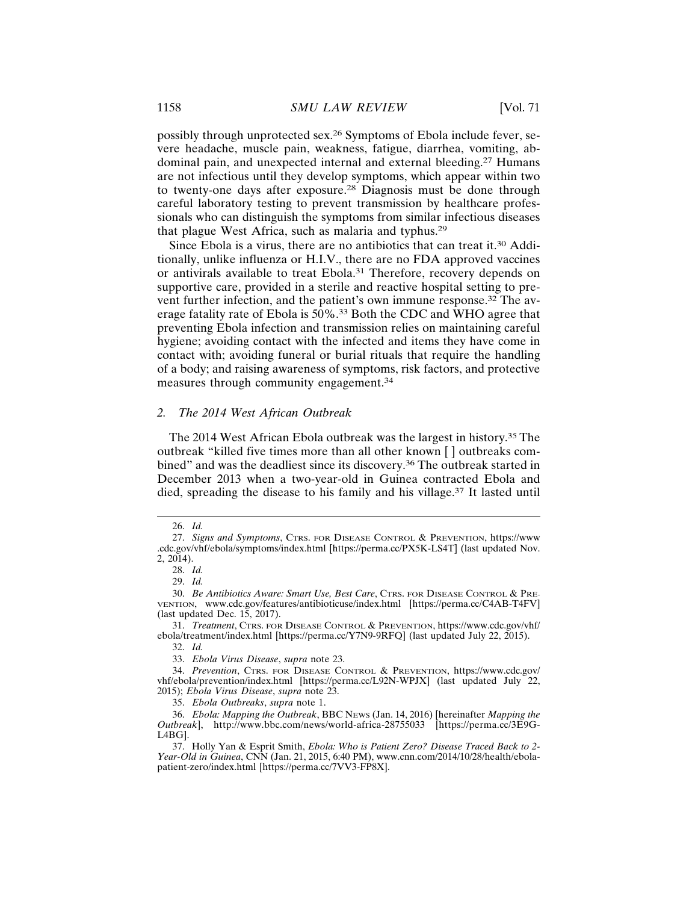possibly through unprotected sex.[26] Symptoms of Ebola include fever, severe headache, muscle pain, weakness, fatigue, diarrhea, vomiting, abdominal pain, and unexpected internal and external bleeding.[27] Humans are not infectious until they develop symptoms, which appear within two to twenty-one days after exposure.[28] Diagnosis must be done through careful laboratory testing to prevent transmission by healthcare professionals who can distinguish the symptoms from similar infectious diseases that plague West Africa, such as malaria and typhus.[29]

Since Ebola is a virus, there are no antibiotics that can treat it.[30] Additionally, unlike influenza or H.I.V., there are no FDA approved vaccines or antivirals available to treat Ebola.[31] Therefore, recovery depends on supportive care, provided in a sterile and reactive hospital setting to prevent further infection, and the patient's own immune response.[32] The average fatality rate of Ebola is 50%.[33] Both the CDC and WHO agree that preventing Ebola infection and transmission relies on maintaining careful hygiene; avoiding contact with the infected and items they have come in contact with; avoiding funeral or burial rituals that require the handling of a body; and raising awareness of symptoms, risk factors, and protective measures through community engagement.[34]

### *2. The 2014 West African Outbreak*

The 2014 West African Ebola outbreak was the largest in history.[35] The outbreak "killed five times more than all other known [ ] outbreaks combined" and was the deadliest since its discovery.[36] The outbreak started in December 2013 when a two-year-old in Guinea contracted Ebola and died, spreading the disease to his family and his village.[37] It lasted until

---

26. *Id.*

27. *Signs and Symptoms*, CTRS. FOR DISEASE CONTROL & PREVENTION, https://www.cdc.gov/vhf/ebola/symptoms/index.html [https://perma.cc/PX5K-LS4T] (last updated Nov. 2, 2014).

28. *Id.*

29. *Id.*

30. *Be Antibiotics Aware: Smart Use, Best Care*, CTRS. FOR DISEASE CONTROL & PREVENTION, www.cdc.gov/features/antibioticuse/index.html [https://perma.cc/C4AB-T4FV] (last updated Dec. 15, 2017).

31. *Treatment*, CTRS. FOR DISEASE CONTROL & PREVENTION, https://www.cdc.gov/vhf/ebola/treatment/index.html [https://perma.cc/Y7N9-9RFQ] (last updated July 22, 2015).

32. *Id.*

33. *Ebola Virus Disease*, *supra* note 23.

34. *Prevention*, CTRS. FOR DISEASE CONTROL & PREVENTION, https://www.cdc.gov/vhf/ebola/prevention/index.html [https://perma.cc/L92N-WPJX] (last updated July 22, 2015); *Ebola Virus Disease*, *supra* note 23.

35. *Ebola Outbreaks*, *supra* note 1.

36. *Ebola: Mapping the Outbreak*, BBC NEWS (Jan. 14, 2016) [hereinafter *Mapping the Outbreak*], http://www.bbc.com/news/world-africa-28755033 [https://perma.cc/3E9G-L4BG].

37. Holly Yan & Esprit Smith, *Ebola: Who is Patient Zero? Disease Traced Back to 2-Year-Old in Guinea*, CNN (Jan. 21, 2015, 6:40 PM), www.cnn.com/2014/10/28/health/ebola-patient-zero/index.html [https://perma.cc/7VV3-FP8X].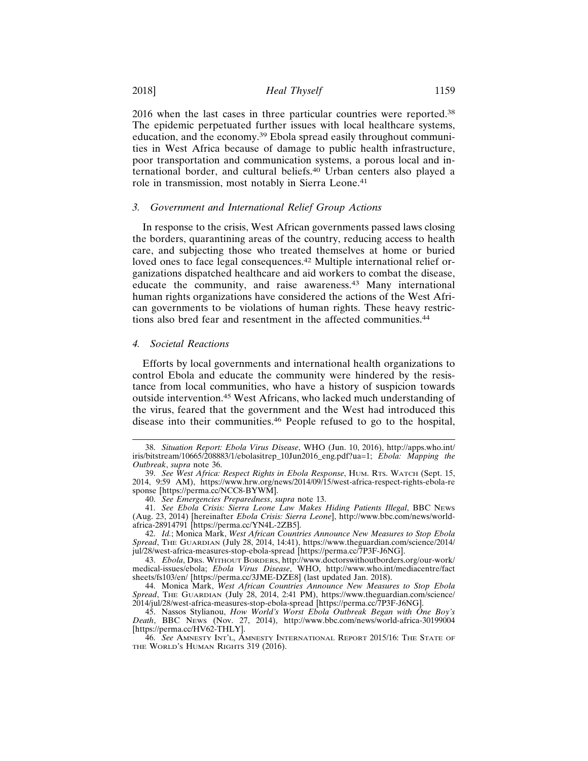2016 when the last cases in three particular countries were reported.[38] The epidemic perpetuated further issues with local healthcare systems, education, and the economy.[39] Ebola spread easily throughout communities in West Africa because of damage to public health infrastructure, poor transportation and communication systems, a porous local and international border, and cultural beliefs.[40] Urban centers also played a role in transmission, most notably in Sierra Leone.[41]

### 3. *Government and International Relief Group Actions*

In response to the crisis, West African governments passed laws closing the borders, quarantining areas of the country, reducing access to health care, and subjecting those who treated themselves at home or buried loved ones to face legal consequences.[42] Multiple international relief organizations dispatched healthcare and aid workers to combat the disease, educate the community, and raise awareness.[43] Many international human rights organizations have considered the actions of the West African governments to be violations of human rights. These heavy restrictions also bred fear and resentment in the affected communities.[44]

### 4. *Societal Reactions*

Efforts by local governments and international health organizations to control Ebola and educate the community were hindered by the resistance from local communities, who have a history of suspicion towards outside intervention.[45] West Africans, who lacked much understanding of the virus, feared that the government and the West had introduced this disease into their communities.[46] People refused to go to the hospital,

---

38. *Situation Report: Ebola Virus Disease*, WHO (Jun. 10, 2016), http://apps.who.int/iris/bitstream/10665/208883/1/ebolasitrep_10Jun2016_eng.pdf?ua=1; *Ebola: Mapping the Outbreak*, *supra* note 36.

39. *See West Africa: Respect Rights in Ebola Response*, HUM. RTS. WATCH (Sept. 15, 2014, 9:59 AM), https://www.hrw.org/news/2014/09/15/west-africa-respect-rights-ebola-response [https://perma.cc/NCC8-BYWM].

40. *See Emergencies Preparedness*, *supra* note 13.

41. *See Ebola Crisis: Sierra Leone Law Makes Hiding Patients Illegal*, BBC NEWS (Aug. 23, 2014) [hereinafter *Ebola Crisis: Sierra Leone*], http://www.bbc.com/news/world-africa-28914791 [https://perma.cc/YN4L-2ZB5].

42. *Id.*; Monica Mark, *West African Countries Announce New Measures to Stop Ebola Spread*, THE GUARDIAN (July 28, 2014, 14:41), https://www.theguardian.com/science/2014/jul/28/west-africa-measures-stop-ebola-spread [https://perma.cc/7P3F-J6NG].

43. *Ebola*, DRS. WITHOUT BORDERS, http://www.doctorswithoutborders.org/our-work/medical-issues/ebola; *Ebola Virus Disease*, WHO, http://www.who.int/mediacentre/factsheets/fs103/en/ [https://perma.cc/3JME-DZE8] (last updated Jan. 2018).

44. Monica Mark, *West African Countries Announce New Measures to Stop Ebola Spread*, THE GUARDIAN (July 28, 2014, 2:41 PM), https://www.theguardian.com/science/2014/jul/28/west-africa-measures-stop-ebola-spread [https://perma.cc/7P3F-J6NG].

45. Nassos Stylianou, *How World's Worst Ebola Outbreak Began with One Boy's Death*, BBC NEWS (Nov. 27, 2014), http://www.bbc.com/news/world-africa-30199004 [https://perma.cc/HV62-THLY].

46. *See* AMNESTY INT'L, AMNESTY INTERNATIONAL REPORT 2015/16: THE STATE OF THE WORLD'S HUMAN RIGHTS 319 (2016).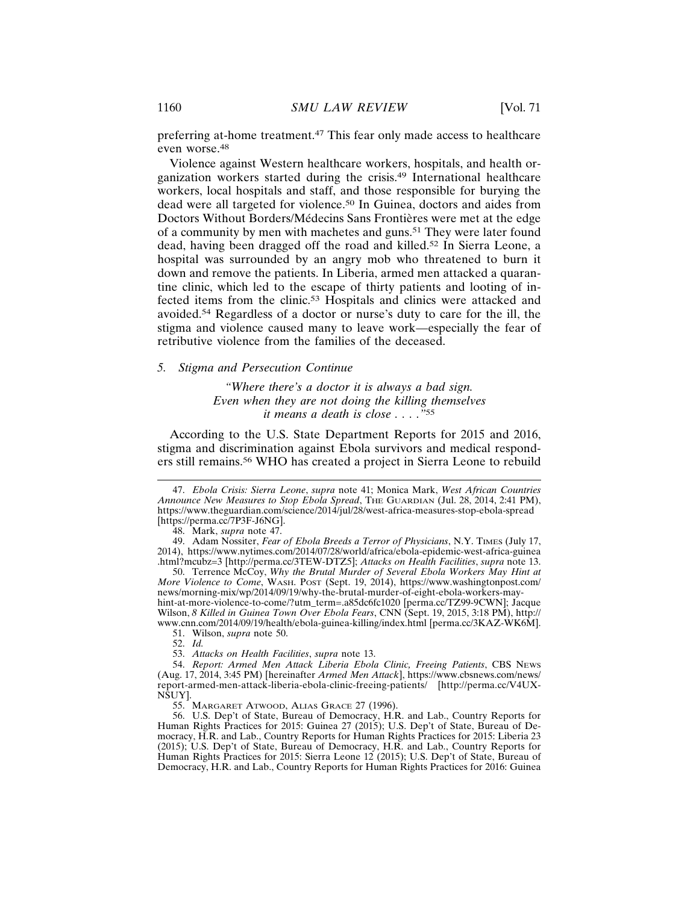preferring at-home treatment.[47] This fear only made access to healthcare even worse.[48]

Violence against Western healthcare workers, hospitals, and health organization workers started during the crisis.[49] International healthcare workers, local hospitals and staff, and those responsible for burying the dead were all targeted for violence.[50] In Guinea, doctors and aides from Doctors Without Borders/Médecins Sans Frontières were met at the edge of a community by men with machetes and guns.[51] They were later found dead, having been dragged off the road and killed.[52] In Sierra Leone, a hospital was surrounded by an angry mob who threatened to burn it down and remove the patients. In Liberia, armed men attacked a quarantine clinic, which led to the escape of thirty patients and looting of infected items from the clinic.[53] Hospitals and clinics were attacked and avoided.[54] Regardless of a doctor or nurse's duty to care for the ill, the stigma and violence caused many to leave work—especially the fear of retributive violence from the families of the deceased.

### 5. *Stigma and Persecution Continue*

> *"Where there's a doctor it is always a bad sign.*
> *Even when they are not doing the killing themselves*
> *it means a death is close . . . ."*[55]

According to the U.S. State Department Reports for 2015 and 2016, stigma and discrimination against Ebola survivors and medical responders still remains.[56] WHO has created a project in Sierra Leone to rebuild

---

47. *Ebola Crisis: Sierra Leone*, *supra* note 41; Monica Mark, *West African Countries Announce New Measures to Stop Ebola Spread*, THE GUARDIAN (Jul. 28, 2014, 2:41 PM), https://www.theguardian.com/science/2014/jul/28/west-africa-measures-stop-ebola-spread [https://perma.cc/7P3F-J6NG].

48. Mark, *supra* note 47.

49. Adam Nossiter, *Fear of Ebola Breeds a Terror of Physicians*, N.Y. TIMES (July 17, 2014), https://www.nytimes.com/2014/07/28/world/africa/ebola-epidemic-west-africa-guinea.html?mcubz=3 [http://perma.cc/3TEW-DTZ5]; *Attacks on Health Facilities*, *supra* note 13.

50. Terrence McCoy, *Why the Brutal Murder of Several Ebola Workers May Hint at More Violence to Come*, WASH. POST (Sept. 19, 2014), https://www.washingtonpost.com/news/morning-mix/wp/2014/09/19/why-the-brutal-murder-of-eight-ebola-workers-may-hint-at-more-violence-to-come/?utm_term=.a85dc6fc1020 [perma.cc/TZ99-9CWN]; Jacque Wilson, *8 Killed in Guinea Town Over Ebola Fears*, CNN (Sept. 19, 2015, 3:18 PM), http://www.cnn.com/2014/09/19/health/ebola-guinea-killing/index.html [perma.cc/3KAZ-WK6M].

51. Wilson, *supra* note 50.

52. *Id.*

53. *Attacks on Health Facilities*, *supra* note 13.

54. *Report: Armed Men Attack Liberia Ebola Clinic, Freeing Patients*, CBS NEWS (Aug. 17, 2014, 3:45 PM) [hereinafter *Armed Men Attack*], https://www.cbsnews.com/news/report-armed-men-attack-liberia-ebola-clinic-freeing-patients/ [http://perma.cc/V4UX-NSUY].

55. MARGARET ATWOOD, ALIAS GRACE 27 (1996).

56. U.S. Dep't of State, Bureau of Democracy, H.R. and Lab., Country Reports for Human Rights Practices for 2015: Guinea 27 (2015); U.S. Dep't of State, Bureau of Democracy, H.R. and Lab., Country Reports for Human Rights Practices for 2015: Liberia 23 (2015); U.S. Dep't of State, Bureau of Democracy, H.R. and Lab., Country Reports for Human Rights Practices for 2015: Sierra Leone 12 (2015); U.S. Dep't of State, Bureau of Democracy, H.R. and Lab., Country Reports for Human Rights Practices for 2016: Guinea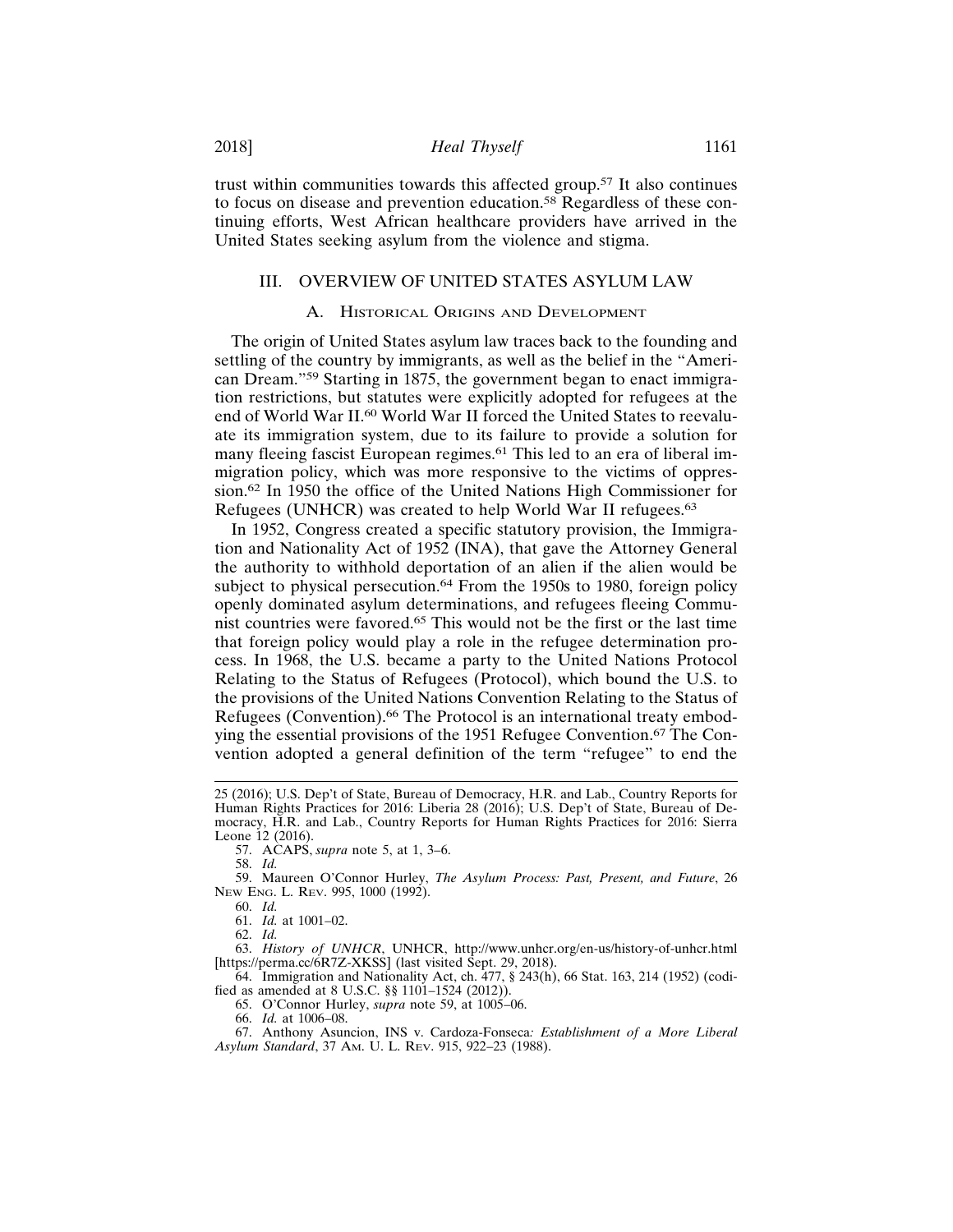trust within communities towards this affected group.[57] It also continues to focus on disease and prevention education.[58] Regardless of these continuing efforts, West African healthcare providers have arrived in the United States seeking asylum from the violence and stigma.

## III. OVERVIEW OF UNITED STATES ASYLUM LAW

### A. Historical Origins and Development

The origin of United States asylum law traces back to the founding and settling of the country by immigrants, as well as the belief in the "American Dream."[59] Starting in 1875, the government began to enact immigration restrictions, but statutes were explicitly adopted for refugees at the end of World War II.[60] World War II forced the United States to reevaluate its immigration system, due to its failure to provide a solution for many fleeing fascist European regimes.[61] This led to an era of liberal immigration policy, which was more responsive to the victims of oppression.[62] In 1950 the office of the United Nations High Commissioner for Refugees (UNHCR) was created to help World War II refugees.[63]

In 1952, Congress created a specific statutory provision, the Immigration and Nationality Act of 1952 (INA), that gave the Attorney General the authority to withhold deportation of an alien if the alien would be subject to physical persecution.[64] From the 1950s to 1980, foreign policy openly dominated asylum determinations, and refugees fleeing Communist countries were favored.[65] This would not be the first or the last time that foreign policy would play a role in the refugee determination process. In 1968, the U.S. became a party to the United Nations Protocol Relating to the Status of Refugees (Protocol), which bound the U.S. to the provisions of the United Nations Convention Relating to the Status of Refugees (Convention).[66] The Protocol is an international treaty embodying the essential provisions of the 1951 Refugee Convention.[67] The Convention adopted a general definition of the term "refugee" to end the

---

25 (2016); U.S. Dep't of State, Bureau of Democracy, H.R. and Lab., Country Reports for Human Rights Practices for 2016: Liberia 28 (2016); U.S. Dep't of State, Bureau of Democracy, H.R. and Lab., Country Reports for Human Rights Practices for 2016: Sierra Leone 12 (2016).

57. ACAPS, *supra* note 5, at 1, 3–6.

58. *Id.*

59. Maureen O'Connor Hurley, *The Asylum Process: Past, Present, and Future*, 26 New Eng. L. Rev. 995, 1000 (1992).

60. *Id.*

61. *Id.* at 1001–02.

62. *Id.*

63. *History of UNHCR*, UNHCR, http://www.unhcr.org/en-us/history-of-unhcr.html [https://perma.cc/6R7Z-XKSS] (last visited Sept. 29, 2018).

64. Immigration and Nationality Act, ch. 477, § 243(h), 66 Stat. 163, 214 (1952) (codified as amended at 8 U.S.C. §§ 1101–1524 (2012)).

65. O'Connor Hurley, *supra* note 59, at 1005–06.

66. *Id.* at 1006–08.

67. Anthony Asuncion, INS v. Cardoza-Fonseca*: Establishment of a More Liberal Asylum Standard*, 37 Am. U. L. Rev. 915, 922–23 (1988).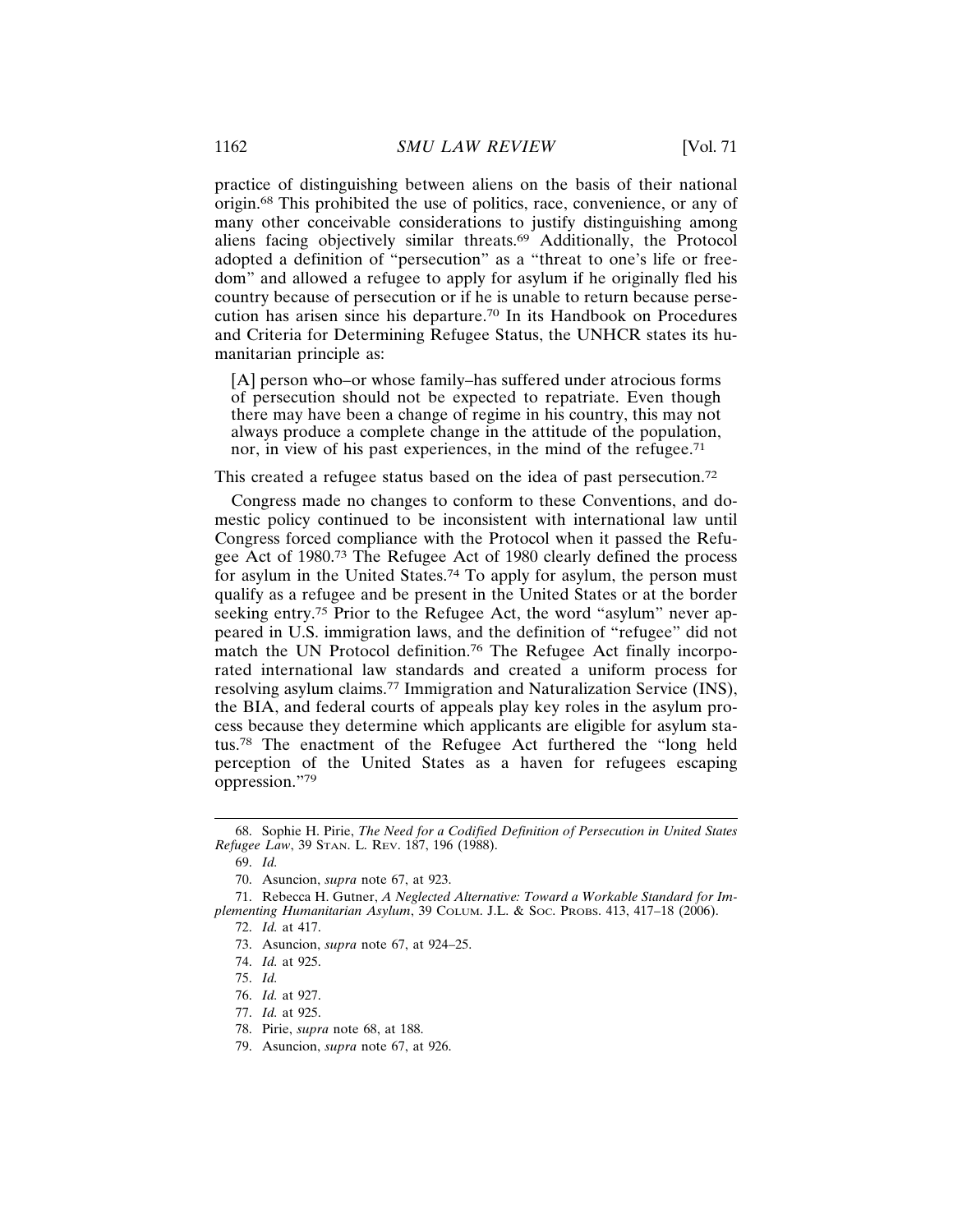practice of distinguishing between aliens on the basis of their national origin.[68] This prohibited the use of politics, race, convenience, or any of many other conceivable considerations to justify distinguishing among aliens facing objectively similar threats.[69] Additionally, the Protocol adopted a definition of "persecution" as a "threat to one's life or freedom" and allowed a refugee to apply for asylum if he originally fled his country because of persecution or if he is unable to return because persecution has arisen since his departure.[70] In its Handbook on Procedures and Criteria for Determining Refugee Status, the UNHCR states its humanitarian principle as:

> [A] person who–or whose family–has suffered under atrocious forms of persecution should not be expected to repatriate. Even though there may have been a change of regime in his country, this may not always produce a complete change in the attitude of the population, nor, in view of his past experiences, in the mind of the refugee.[71]

This created a refugee status based on the idea of past persecution.[72]

Congress made no changes to conform to these Conventions, and domestic policy continued to be inconsistent with international law until Congress forced compliance with the Protocol when it passed the Refugee Act of 1980.[73] The Refugee Act of 1980 clearly defined the process for asylum in the United States.[74] To apply for asylum, the person must qualify as a refugee and be present in the United States or at the border seeking entry.[75] Prior to the Refugee Act, the word "asylum" never appeared in U.S. immigration laws, and the definition of "refugee" did not match the UN Protocol definition.[76] The Refugee Act finally incorporated international law standards and created a uniform process for resolving asylum claims.[77] Immigration and Naturalization Service (INS), the BIA, and federal courts of appeals play key roles in the asylum process because they determine which applicants are eligible for asylum status.[78] The enactment of the Refugee Act furthered the "long held perception of the United States as a haven for refugees escaping oppression."[79]

---

68. Sophie H. Pirie, *The Need for a Codified Definition of Persecution in United States Refugee Law*, 39 STAN. L. REV. 187, 196 (1988).

69. *Id.*

70. Asuncion, *supra* note 67, at 923.

71. Rebecca H. Gutner, *A Neglected Alternative: Toward a Workable Standard for Implementing Humanitarian Asylum*, 39 COLUM. J.L. & SOC. PROBS. 413, 417–18 (2006).

72. *Id.* at 417.

73. Asuncion, *supra* note 67, at 924–25.

74. *Id.* at 925.

75. *Id.*

76. *Id.* at 927.

77. *Id.* at 925.

78. Pirie, *supra* note 68, at 188.

79. Asuncion, *supra* note 67, at 926.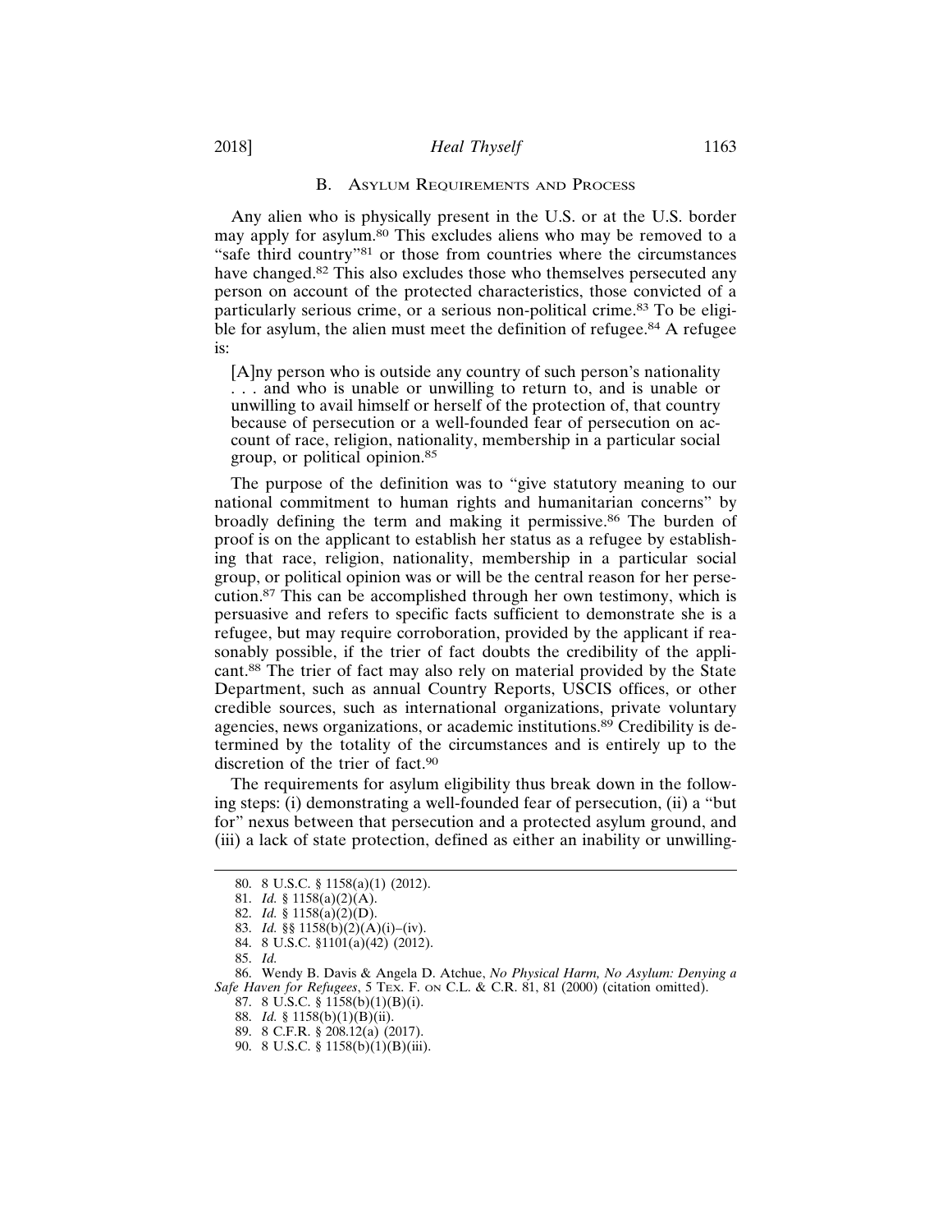### B. Asylum Requirements and Process

Any alien who is physically present in the U.S. or at the U.S. border may apply for asylum.[80] This excludes aliens who may be removed to a "safe third country"[81] or those from countries where the circumstances have changed.[82] This also excludes those who themselves persecuted any person on account of the protected characteristics, those convicted of a particularly serious crime, or a serious non-political crime.[83] To be eligible for asylum, the alien must meet the definition of refugee.[84] A refugee is:

> [A]ny person who is outside any country of such person's nationality . . . and who is unable or unwilling to return to, and is unable or unwilling to avail himself or herself of the protection of, that country because of persecution or a well-founded fear of persecution on account of race, religion, nationality, membership in a particular social group, or political opinion.[85]

The purpose of the definition was to "give statutory meaning to our national commitment to human rights and humanitarian concerns" by broadly defining the term and making it permissive.[86] The burden of proof is on the applicant to establish her status as a refugee by establishing that race, religion, nationality, membership in a particular social group, or political opinion was or will be the central reason for her persecution.[87] This can be accomplished through her own testimony, which is persuasive and refers to specific facts sufficient to demonstrate she is a refugee, but may require corroboration, provided by the applicant if reasonably possible, if the trier of fact doubts the credibility of the applicant.[88] The trier of fact may also rely on material provided by the State Department, such as annual Country Reports, USCIS offices, or other credible sources, such as international organizations, private voluntary agencies, news organizations, or academic institutions.[89] Credibility is determined by the totality of the circumstances and is entirely up to the discretion of the trier of fact.[90]

The requirements for asylum eligibility thus break down in the following steps: (i) demonstrating a well-founded fear of persecution, (ii) a "but for" nexus between that persecution and a protected asylum ground, and (iii) a lack of state protection, defined as either an inability or unwilling-

---

80. 8 U.S.C. § 1158(a)(1) (2012).

81. *Id.* § 1158(a)(2)(A).

82. *Id.* § 1158(a)(2)(D).

83. *Id.* §§ 1158(b)(2)(A)(i)–(iv).

84. 8 U.S.C. §1101(a)(42) (2012).

85. *Id.*

86. Wendy B. Davis & Angela D. Atchue, *No Physical Harm, No Asylum: Denying a Safe Haven for Refugees*, 5 Tex. F. on C.L. & C.R. 81, 81 (2000) (citation omitted).

87. 8 U.S.C. § 1158(b)(1)(B)(i).

88. *Id.* § 1158(b)(1)(B)(ii).

89. 8 C.F.R. § 208.12(a) (2017).

90. 8 U.S.C. § 1158(b)(1)(B)(iii).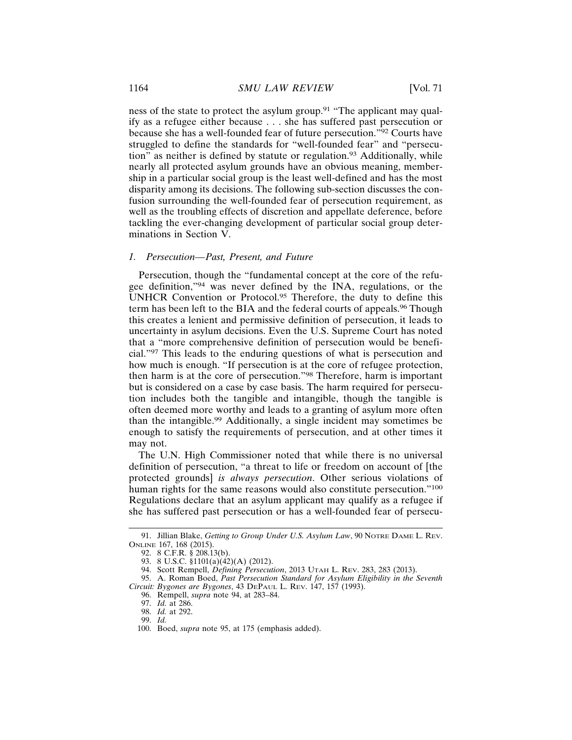ness of the state to protect the asylum group.[91] "The applicant may qualify as a refugee either because . . . she has suffered past persecution or because she has a well-founded fear of future persecution."[92] Courts have struggled to define the standards for "well-founded fear" and "persecution" as neither is defined by statute or regulation.[93] Additionally, while nearly all protected asylum grounds have an obvious meaning, membership in a particular social group is the least well-defined and has the most disparity among its decisions. The following sub-section discusses the confusion surrounding the well-founded fear of persecution requirement, as well as the troubling effects of discretion and appellate deference, before tackling the ever-changing development of particular social group determinations in Section V.

### 1. *Persecution—Past, Present, and Future*

Persecution, though the "fundamental concept at the core of the refugee definition,"[94] was never defined by the INA, regulations, or the UNHCR Convention or Protocol.[95] Therefore, the duty to define this term has been left to the BIA and the federal courts of appeals.[96] Though this creates a lenient and permissive definition of persecution, it leads to uncertainty in asylum decisions. Even the U.S. Supreme Court has noted that a "more comprehensive definition of persecution would be beneficial."[97] This leads to the enduring questions of what is persecution and how much is enough. "If persecution is at the core of refugee protection, then harm is at the core of persecution."[98] Therefore, harm is important but is considered on a case by case basis. The harm required for persecution includes both the tangible and intangible, though the tangible is often deemed more worthy and leads to a granting of asylum more often than the intangible.[99] Additionally, a single incident may sometimes be enough to satisfy the requirements of persecution, and at other times it may not.

The U.N. High Commissioner noted that while there is no universal definition of persecution, "a threat to life or freedom on account of [the protected grounds] *is always persecution*. Other serious violations of human rights for the same reasons would also constitute persecution."[100] Regulations declare that an asylum applicant may qualify as a refugee if she has suffered past persecution or has a well-founded fear of persecu-

---

91. Jillian Blake, *Getting to Group Under U.S. Asylum Law*, 90 NOTRE DAME L. REV. ONLINE 167, 168 (2015).

92. 8 C.F.R. § 208.13(b).

93. 8 U.S.C. §1101(a)(42)(A) (2012).

94. Scott Rempell, *Defining Persecution*, 2013 UTAH L. REV. 283, 283 (2013).

95. A. Roman Boed, *Past Persecution Standard for Asylum Eligibility in the Seventh Circuit: Bygones are Bygones*, 43 DEPAUL L. REV. 147, 157 (1993).

96. Rempell, *supra* note 94, at 283–84.

97. *Id.* at 286.

98. *Id.* at 292.

99. *Id.*

100. Boed, *supra* note 95, at 175 (emphasis added).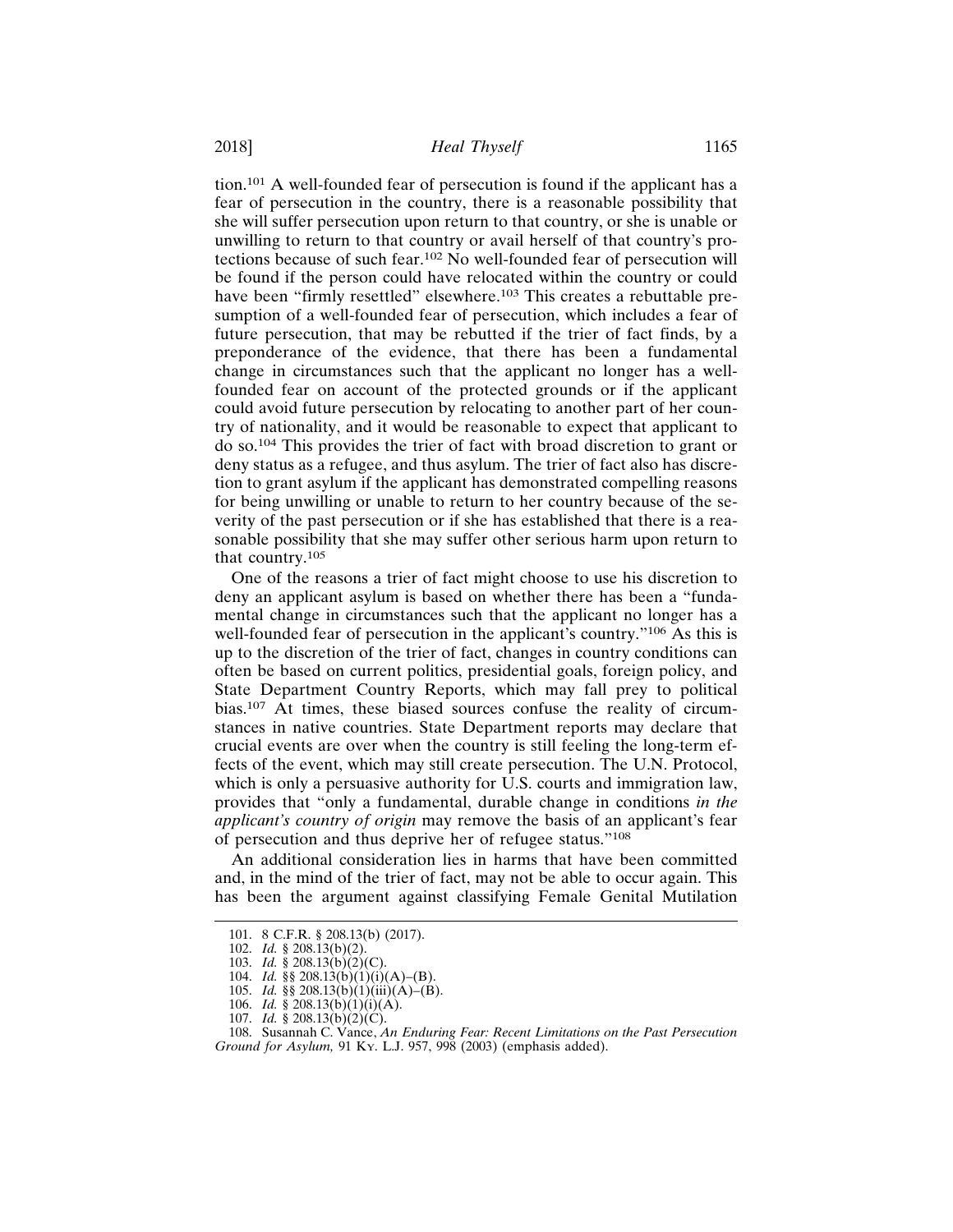tion.[101] A well-founded fear of persecution is found if the applicant has a fear of persecution in the country, there is a reasonable possibility that she will suffer persecution upon return to that country, or she is unable or unwilling to return to that country or avail herself of that country's protections because of such fear.[102] No well-founded fear of persecution will be found if the person could have relocated within the country or could have been "firmly resettled" elsewhere.[103] This creates a rebuttable presumption of a well-founded fear of persecution, which includes a fear of future persecution, that may be rebutted if the trier of fact finds, by a preponderance of the evidence, that there has been a fundamental change in circumstances such that the applicant no longer has a well-founded fear on account of the protected grounds or if the applicant could avoid future persecution by relocating to another part of her country of nationality, and it would be reasonable to expect that applicant to do so.[104] This provides the trier of fact with broad discretion to grant or deny status as a refugee, and thus asylum. The trier of fact also has discretion to grant asylum if the applicant has demonstrated compelling reasons for being unwilling or unable to return to her country because of the severity of the past persecution or if she has established that there is a reasonable possibility that she may suffer other serious harm upon return to that country.[105]

One of the reasons a trier of fact might choose to use his discretion to deny an applicant asylum is based on whether there has been a "fundamental change in circumstances such that the applicant no longer has a well-founded fear of persecution in the applicant's country."[106] As this is up to the discretion of the trier of fact, changes in country conditions can often be based on current politics, presidential goals, foreign policy, and State Department Country Reports, which may fall prey to political bias.[107] At times, these biased sources confuse the reality of circumstances in native countries. State Department reports may declare that crucial events are over when the country is still feeling the long-term effects of the event, which may still create persecution. The U.N. Protocol, which is only a persuasive authority for U.S. courts and immigration law, provides that "only a fundamental, durable change in conditions *in the applicant's country of origin* may remove the basis of an applicant's fear of persecution and thus deprive her of refugee status."[108]

An additional consideration lies in harms that have been committed and, in the mind of the trier of fact, may not be able to occur again. This has been the argument against classifying Female Genital Mutilation

---

101. 8 C.F.R. § 208.13(b) (2017).
102. *Id.* § 208.13(b)(2).
103. *Id.* § 208.13(b)(2)(C).
104. *Id.* §§ 208.13(b)(1)(i)(A)–(B).
105. *Id.* §§ 208.13(b)(1)(iii)(A)–(B).
106. *Id.* § 208.13(b)(1)(i)(A).
107. *Id.* § 208.13(b)(2)(C).
108. Susannah C. Vance, *An Enduring Fear: Recent Limitations on the Past Persecution Ground for Asylum,* 91 KY. L.J. 957, 998 (2003) (emphasis added).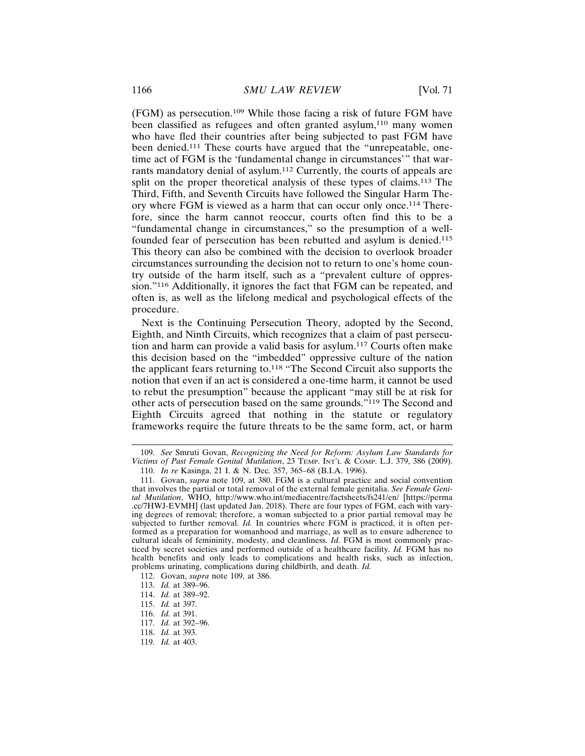(FGM) as persecution.[109] While those facing a risk of future FGM have been classified as refugees and often granted asylum,[110] many women who have fled their countries after being subjected to past FGM have been denied.[111] These courts have argued that the "unrepeatable, one-time act of FGM is the 'fundamental change in circumstances'" that warrants mandatory denial of asylum.[112] Currently, the courts of appeals are split on the proper theoretical analysis of these types of claims.[113] The Third, Fifth, and Seventh Circuits have followed the Singular Harm Theory where FGM is viewed as a harm that can occur only once.[114] Therefore, since the harm cannot reoccur, courts often find this to be a "fundamental change in circumstances," so the presumption of a well-founded fear of persecution has been rebutted and asylum is denied.[115] This theory can also be combined with the decision to overlook broader circumstances surrounding the decision not to return to one's home country outside of the harm itself, such as a "prevalent culture of oppression."[116] Additionally, it ignores the fact that FGM can be repeated, and often is, as well as the lifelong medical and psychological effects of the procedure.

Next is the Continuing Persecution Theory, adopted by the Second, Eighth, and Ninth Circuits, which recognizes that a claim of past persecution and harm can provide a valid basis for asylum.[117] Courts often make this decision based on the "imbedded" oppressive culture of the nation the applicant fears returning to.[118] "The Second Circuit also supports the notion that even if an act is considered a one-time harm, it cannot be used to rebut the presumption" because the applicant "may still be at risk for other acts of persecution based on the same grounds."[119] The Second and Eighth Circuits agreed that nothing in the statute or regulatory frameworks require the future threats to be the same form, act, or harm

---

109. *See* Smruti Govan, *Recognizing the Need for Reform: Asylum Law Standards for Victims of Past Female Genital Mutilation*, 23 TEMP. INT'L & COMP. L.J. 379, 386 (2009).

110. *In re* Kasinga, 21 I. & N. Dec. 357, 365–68 (B.I.A. 1996).

111. Govan, *supra* note 109, at 380. FGM is a cultural practice and social convention that involves the partial or total removal of the external female genitalia. *See Female Genital Mutilation*, WHO, http://www.who.int/mediacentre/factsheets/fs241/en/ [https://perma.cc/7HWJ-EVMH] (last updated Jan. 2018). There are four types of FGM, each with varying degrees of removal; therefore, a woman subjected to a prior partial removal may be subjected to further removal. *Id.* In countries where FGM is practiced, it is often performed as a preparation for womanhood and marriage, as well as to ensure adherence to cultural ideals of femininity, modesty, and cleanliness. *Id.* FGM is most commonly practiced by secret societies and performed outside of a healthcare facility. *Id.* FGM has no health benefits and only leads to complications and health risks, such as infection, problems urinating, complications during childbirth, and death. *Id.*

112. Govan, *supra* note 109, at 386.

113. *Id.* at 389–96.

114. *Id.* at 389–92.

115. *Id.* at 397.

116. *Id.* at 391.

117. *Id.* at 392–96.

118. *Id.* at 393.

119. *Id.* at 403.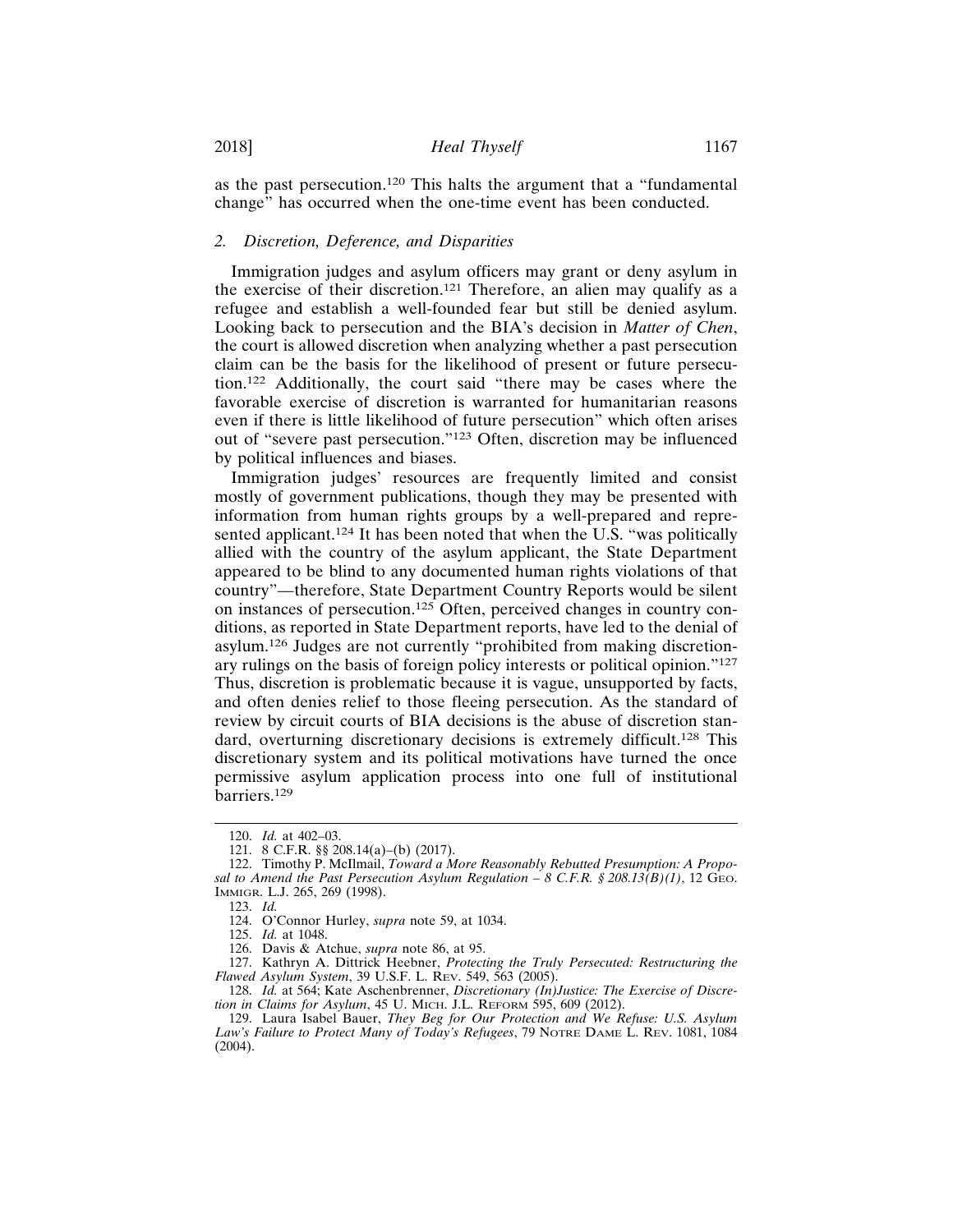as the past persecution.[120] This halts the argument that a "fundamental change" has occurred when the one-time event has been conducted.

### 2. *Discretion, Deference, and Disparities*

Immigration judges and asylum officers may grant or deny asylum in the exercise of their discretion.[121] Therefore, an alien may qualify as a refugee and establish a well-founded fear but still be denied asylum. Looking back to persecution and the BIA's decision in *Matter of Chen*, the court is allowed discretion when analyzing whether a past persecution claim can be the basis for the likelihood of present or future persecution.[122] Additionally, the court said "there may be cases where the favorable exercise of discretion is warranted for humanitarian reasons even if there is little likelihood of future persecution" which often arises out of "severe past persecution."[123] Often, discretion may be influenced by political influences and biases.

Immigration judges' resources are frequently limited and consist mostly of government publications, though they may be presented with information from human rights groups by a well-prepared and represented applicant.[124] It has been noted that when the U.S. "was politically allied with the country of the asylum applicant, the State Department appeared to be blind to any documented human rights violations of that country"—therefore, State Department Country Reports would be silent on instances of persecution.[125] Often, perceived changes in country conditions, as reported in State Department reports, have led to the denial of asylum.[126] Judges are not currently "prohibited from making discretionary rulings on the basis of foreign policy interests or political opinion."[127] Thus, discretion is problematic because it is vague, unsupported by facts, and often denies relief to those fleeing persecution. As the standard of review by circuit courts of BIA decisions is the abuse of discretion standard, overturning discretionary decisions is extremely difficult.[128] This discretionary system and its political motivations have turned the once permissive asylum application process into one full of institutional barriers.[129]

---

120. *Id.* at 402–03.

121. 8 C.F.R. §§ 208.14(a)–(b) (2017).

122. Timothy P. McIlmail, *Toward a More Reasonably Rebutted Presumption: A Proposal to Amend the Past Persecution Asylum Regulation – 8 C.F.R. § 208.13(B)(1)*, 12 GEO. IMMIGR. L.J. 265, 269 (1998).

123. *Id.*

124. O'Connor Hurley, *supra* note 59, at 1034.

125. *Id.* at 1048.

126. Davis & Atchue, *supra* note 86, at 95.

127. Kathryn A. Dittrick Heebner, *Protecting the Truly Persecuted: Restructuring the Flawed Asylum System*, 39 U.S.F. L. REV. 549, 563 (2005).

128. *Id.* at 564; Kate Aschenbrenner, *Discretionary (In)Justice: The Exercise of Discretion in Claims for Asylum*, 45 U. MICH. J.L. REFORM 595, 609 (2012).

129. Laura Isabel Bauer, *They Beg for Our Protection and We Refuse: U.S. Asylum Law's Failure to Protect Many of Today's Refugees*, 79 NOTRE DAME L. REV. 1081, 1084 (2004).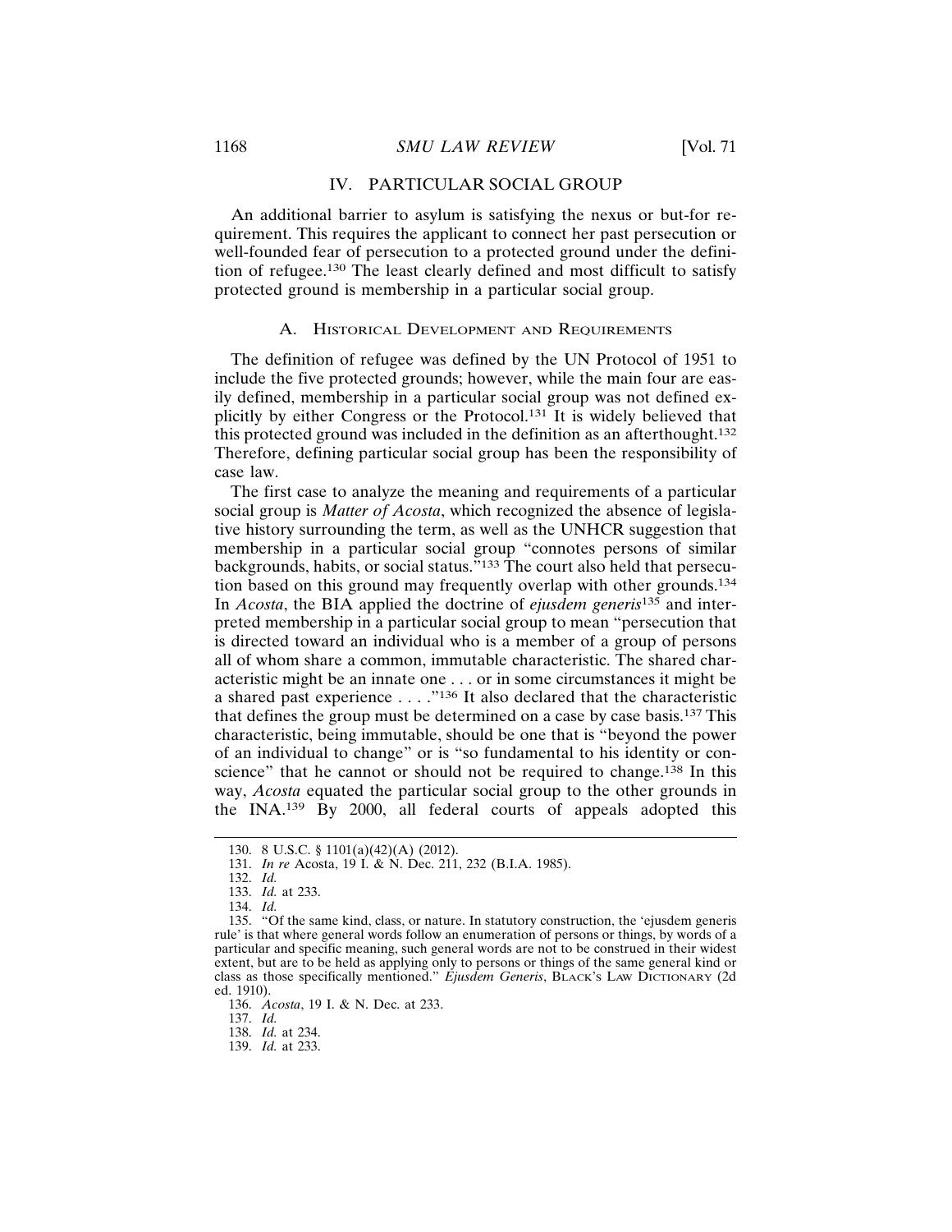## IV. PARTICULAR SOCIAL GROUP

An additional barrier to asylum is satisfying the nexus or but-for requirement. This requires the applicant to connect her past persecution or well-founded fear of persecution to a protected ground under the definition of refugee.[130] The least clearly defined and most difficult to satisfy protected ground is membership in a particular social group.

### A. Historical Development and Requirements

The definition of refugee was defined by the UN Protocol of 1951 to include the five protected grounds; however, while the main four are easily defined, membership in a particular social group was not defined explicitly by either Congress or the Protocol.[131] It is widely believed that this protected ground was included in the definition as an afterthought.[132] Therefore, defining particular social group has been the responsibility of case law.

The first case to analyze the meaning and requirements of a particular social group is *Matter of Acosta*, which recognized the absence of legislative history surrounding the term, as well as the UNHCR suggestion that membership in a particular social group "connotes persons of similar backgrounds, habits, or social status."[133] The court also held that persecution based on this ground may frequently overlap with other grounds.[134] In *Acosta*, the BIA applied the doctrine of *ejusdem generis*[135] and interpreted membership in a particular social group to mean "persecution that is directed toward an individual who is a member of a group of persons all of whom share a common, immutable characteristic. The shared characteristic might be an innate one . . . or in some circumstances it might be a shared past experience . . . ."[136] It also declared that the characteristic that defines the group must be determined on a case by case basis.[137] This characteristic, being immutable, should be one that is "beyond the power of an individual to change" or is "so fundamental to his identity or conscience" that he cannot or should not be required to change.[138] In this way, *Acosta* equated the particular social group to the other grounds in the INA.[139] By 2000, all federal courts of appeals adopted this

---

130. 8 U.S.C. § 1101(a)(42)(A) (2012).

131. *In re* Acosta, 19 I. & N. Dec. 211, 232 (B.I.A. 1985).

132. *Id.*

133. *Id.* at 233.

134. *Id.*

135. "Of the same kind, class, or nature. In statutory construction, the 'ejusdem generis rule' is that where general words follow an enumeration of persons or things, by words of a particular and specific meaning, such general words are not to be construed in their widest extent, but are to be held as applying only to persons or things of the same general kind or class as those specifically mentioned." *Ejusdem Generis*, Black's Law Dictionary (2d ed. 1910).

136. *Acosta*, 19 I. & N. Dec. at 233.

137. *Id.*

138. *Id.* at 234.

139. *Id.* at 233.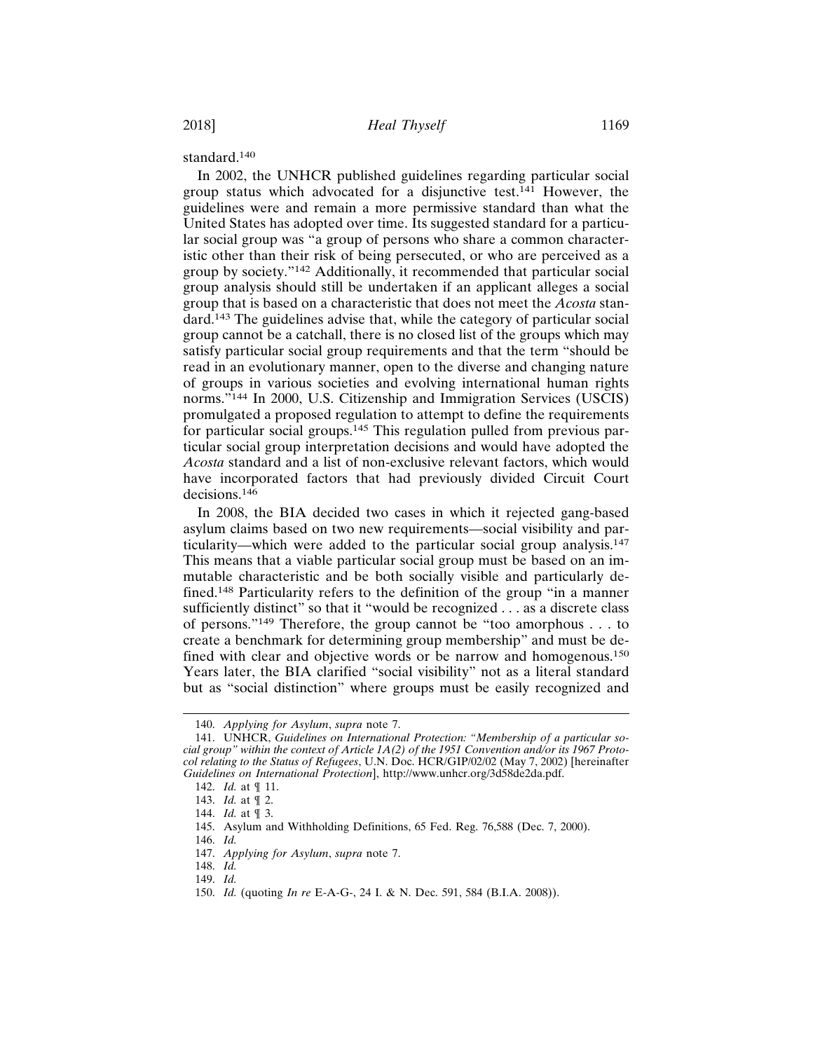standard.[140]

In 2002, the UNHCR published guidelines regarding particular social group status which advocated for a disjunctive test.[141] However, the guidelines were and remain a more permissive standard than what the United States has adopted over time. Its suggested standard for a particular social group was "a group of persons who share a common characteristic other than their risk of being persecuted, or who are perceived as a group by society."[142] Additionally, it recommended that particular social group analysis should still be undertaken if an applicant alleges a social group that is based on a characteristic that does not meet the *Acosta* standard.[143] The guidelines advise that, while the category of particular social group cannot be a catchall, there is no closed list of the groups which may satisfy particular social group requirements and that the term "should be read in an evolutionary manner, open to the diverse and changing nature of groups in various societies and evolving international human rights norms."[144] In 2000, U.S. Citizenship and Immigration Services (USCIS) promulgated a proposed regulation to attempt to define the requirements for particular social groups.[145] This regulation pulled from previous particular social group interpretation decisions and would have adopted the *Acosta* standard and a list of non-exclusive relevant factors, which would have incorporated factors that had previously divided Circuit Court decisions.[146]

In 2008, the BIA decided two cases in which it rejected gang-based asylum claims based on two new requirements—social visibility and particularity—which were added to the particular social group analysis.[147] This means that a viable particular social group must be based on an immutable characteristic and be both socially visible and particularly defined.[148] Particularity refers to the definition of the group "in a manner sufficiently distinct" so that it "would be recognized . . . as a discrete class of persons."[149] Therefore, the group cannot be "too amorphous . . . to create a benchmark for determining group membership" and must be defined with clear and objective words or be narrow and homogenous.[150] Years later, the BIA clarified "social visibility" not as a literal standard but as "social distinction" where groups must be easily recognized and

---

140. *Applying for Asylum*, *supra* note 7.

141. UNHCR, *Guidelines on International Protection: "Membership of a particular social group" within the context of Article 1A(2) of the 1951 Convention and/or its 1967 Protocol relating to the Status of Refugees*, U.N. Doc. HCR/GIP/02/02 (May 7, 2002) [hereinafter *Guidelines on International Protection*], http://www.unhcr.org/3d58de2da.pdf.

142. *Id.* at ¶ 11.

143. *Id.* at ¶ 2.

144. *Id.* at ¶ 3.

145. Asylum and Withholding Definitions, 65 Fed. Reg. 76,588 (Dec. 7, 2000).

146. *Id.*

147. *Applying for Asylum*, *supra* note 7.

148. *Id.*

149. *Id.*

150. *Id.* (quoting *In re* E-A-G-, 24 I. & N. Dec. 591, 584 (B.I.A. 2008)).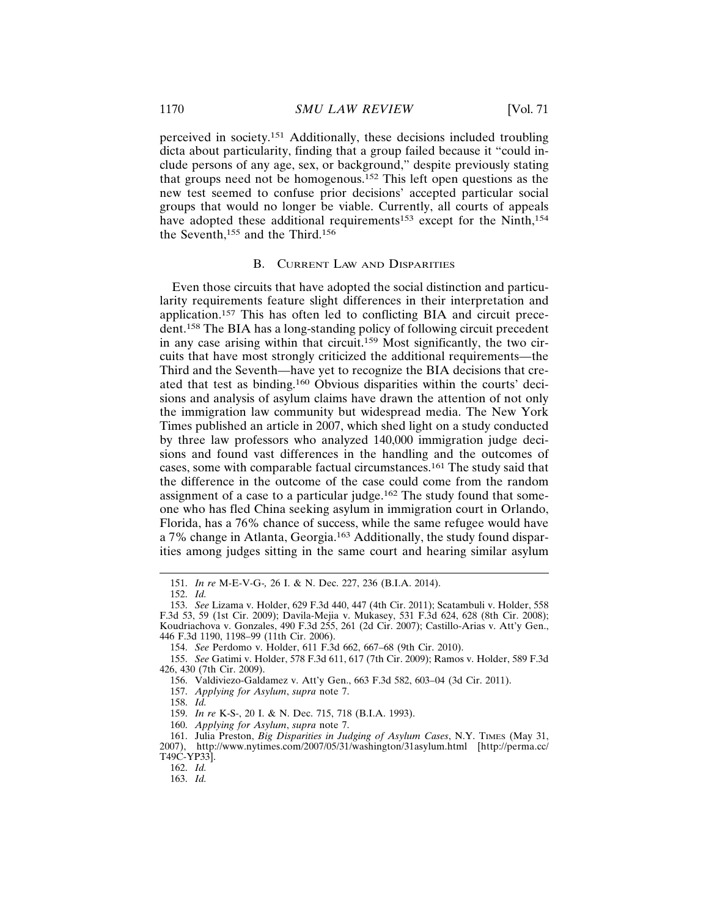perceived in society.[151] Additionally, these decisions included troubling dicta about particularity, finding that a group failed because it "could include persons of any age, sex, or background," despite previously stating that groups need not be homogenous.[152] This left open questions as the new test seemed to confuse prior decisions' accepted particular social groups that would no longer be viable. Currently, all courts of appeals have adopted these additional requirements[153] except for the Ninth,[154] the Seventh,[155] and the Third.[156]

### B. Current Law and Disparities

Even those circuits that have adopted the social distinction and particularity requirements feature slight differences in their interpretation and application.[157] This has often led to conflicting BIA and circuit precedent.[158] The BIA has a long-standing policy of following circuit precedent in any case arising within that circuit.[159] Most significantly, the two circuits that have most strongly criticized the additional requirements—the Third and the Seventh—have yet to recognize the BIA decisions that created that test as binding.[160] Obvious disparities within the courts' decisions and analysis of asylum claims have drawn the attention of not only the immigration law community but widespread media. The New York Times published an article in 2007, which shed light on a study conducted by three law professors who analyzed 140,000 immigration judge decisions and found vast differences in the handling and the outcomes of cases, some with comparable factual circumstances.[161] The study said that the difference in the outcome of the case could come from the random assignment of a case to a particular judge.[162] The study found that someone who has fled China seeking asylum in immigration court in Orlando, Florida, has a 76% chance of success, while the same refugee would have a 7% change in Atlanta, Georgia.[163] Additionally, the study found disparities among judges sitting in the same court and hearing similar asylum

---

151. *In re* M-E-V-G-, 26 I. & N. Dec. 227, 236 (B.I.A. 2014).

152. *Id.*

153. *See* Lizama v. Holder, 629 F.3d 440, 447 (4th Cir. 2011); Scatambuli v. Holder, 558 F.3d 53, 59 (1st Cir. 2009); Davila-Mejia v. Mukasey, 531 F.3d 624, 628 (8th Cir. 2008); Koudriachova v. Gonzales, 490 F.3d 255, 261 (2d Cir. 2007); Castillo-Arias v. Att'y Gen., 446 F.3d 1190, 1198–99 (11th Cir. 2006).

154. *See* Perdomo v. Holder, 611 F.3d 662, 667–68 (9th Cir. 2010).

155. *See* Gatimi v. Holder, 578 F.3d 611, 617 (7th Cir. 2009); Ramos v. Holder, 589 F.3d 426, 430 (7th Cir. 2009).

156. Valdiviezo-Galdamez v. Att'y Gen., 663 F.3d 582, 603–04 (3d Cir. 2011).

157. *Applying for Asylum*, *supra* note 7.

158. *Id.*

159. *In re* K-S-, 20 I. & N. Dec. 715, 718 (B.I.A. 1993).

160. *Applying for Asylum*, *supra* note 7.

161. Julia Preston, *Big Disparities in Judging of Asylum Cases*, N.Y. Times (May 31, 2007), http://www.nytimes.com/2007/05/31/washington/31asylum.html [http://perma.cc/T49C-YP33].

162. *Id.*

163. *Id.*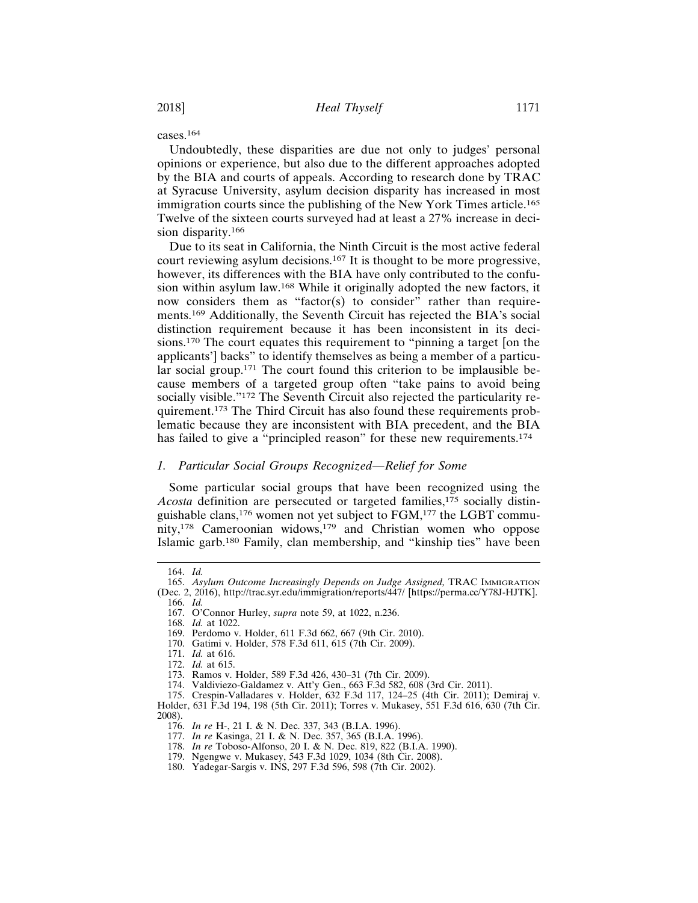cases.[164]

Undoubtedly, these disparities are due not only to judges' personal opinions or experience, but also due to the different approaches adopted by the BIA and courts of appeals. According to research done by TRAC at Syracuse University, asylum decision disparity has increased in most immigration courts since the publishing of the New York Times article.[165] Twelve of the sixteen courts surveyed had at least a 27% increase in decision disparity.[166]

Due to its seat in California, the Ninth Circuit is the most active federal court reviewing asylum decisions.[167] It is thought to be more progressive, however, its differences with the BIA have only contributed to the confusion within asylum law.[168] While it originally adopted the new factors, it now considers them as "factor(s) to consider" rather than requirements.[169] Additionally, the Seventh Circuit has rejected the BIA's social distinction requirement because it has been inconsistent in its decisions.[170] The court equates this requirement to "pinning a target [on the applicants'] backs" to identify themselves as being a member of a particular social group.[171] The court found this criterion to be implausible because members of a targeted group often "take pains to avoid being socially visible."[172] The Seventh Circuit also rejected the particularity requirement.[173] The Third Circuit has also found these requirements problematic because they are inconsistent with BIA precedent, and the BIA has failed to give a "principled reason" for these new requirements.[174]

### 1. *Particular Social Groups Recognized—Relief for Some*

Some particular social groups that have been recognized using the *Acosta* definition are persecuted or targeted families,[175] socially distinguishable clans,[176] women not yet subject to FGM,[177] the LGBT community,[178] Cameroonian widows,[179] and Christian women who oppose Islamic garb.[180] Family, clan membership, and "kinship ties" have been

---

164. *Id.*

165. *Asylum Outcome Increasingly Depends on Judge Assigned,* TRAC IMMIGRATION (Dec. 2, 2016), http://trac.syr.edu/immigration/reports/447/ [https://perma.cc/Y78J-HJTK].

166. *Id.*

167. O'Connor Hurley, *supra* note 59, at 1022, n.236.

168. *Id.* at 1022.

169. Perdomo v. Holder, 611 F.3d 662, 667 (9th Cir. 2010).

170. Gatimi v. Holder, 578 F.3d 611, 615 (7th Cir. 2009).

171. *Id.* at 616.

172. *Id.* at 615.

173. Ramos v. Holder, 589 F.3d 426, 430–31 (7th Cir. 2009).

174. Valdiviezo-Galdamez v. Att'y Gen., 663 F.3d 582, 608 (3rd Cir. 2011).

175. Crespin-Valladares v. Holder, 632 F.3d 117, 124–25 (4th Cir. 2011); Demiraj v. Holder, 631 F.3d 194, 198 (5th Cir. 2011); Torres v. Mukasey, 551 F.3d 616, 630 (7th Cir. 2008).

176. *In re* H-, 21 I. & N. Dec. 337, 343 (B.I.A. 1996).

177. *In re* Kasinga, 21 I. & N. Dec. 357, 365 (B.I.A. 1996).

178. *In re* Toboso-Alfonso, 20 I. & N. Dec. 819, 822 (B.I.A. 1990).

179. Ngengwe v. Mukasey, 543 F.3d 1029, 1034 (8th Cir. 2008).

180. Yadegar-Sargis v. INS, 297 F.3d 596, 598 (7th Cir. 2002).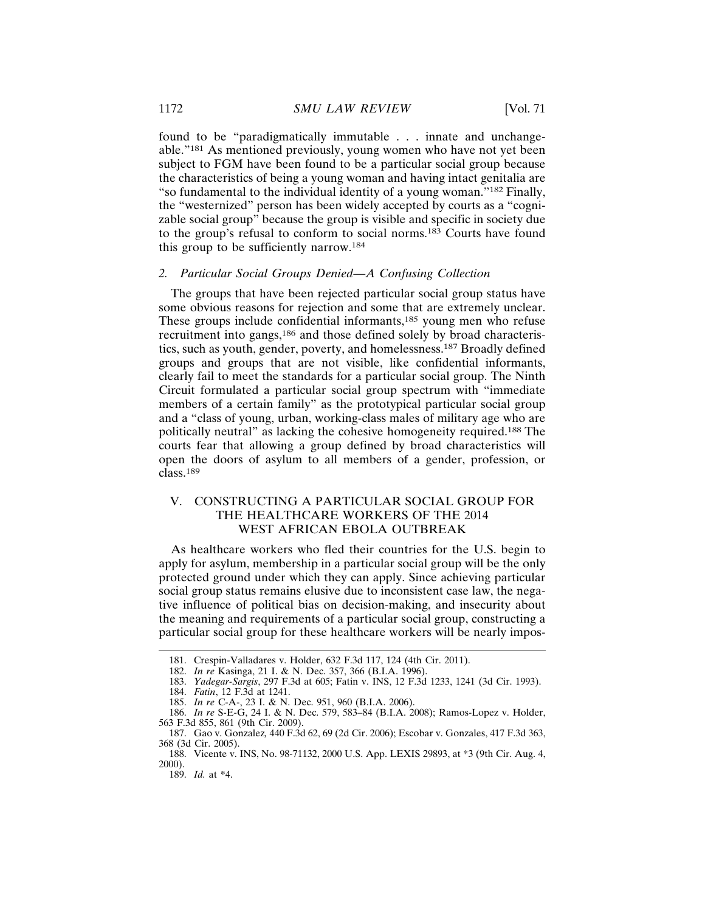found to be "paradigmatically immutable . . . innate and unchangeable."[181] As mentioned previously, young women who have not yet been subject to FGM have been found to be a particular social group because the characteristics of being a young woman and having intact genitalia are "so fundamental to the individual identity of a young woman."[182] Finally, the "westernized" person has been widely accepted by courts as a "cognizable social group" because the group is visible and specific in society due to the group's refusal to conform to social norms.[183] Courts have found this group to be sufficiently narrow.[184]

### 2. *Particular Social Groups Denied—A Confusing Collection*

The groups that have been rejected particular social group status have some obvious reasons for rejection and some that are extremely unclear. These groups include confidential informants,[185] young men who refuse recruitment into gangs,[186] and those defined solely by broad characteristics, such as youth, gender, poverty, and homelessness.[187] Broadly defined groups and groups that are not visible, like confidential informants, clearly fail to meet the standards for a particular social group. The Ninth Circuit formulated a particular social group spectrum with "immediate members of a certain family" as the prototypical particular social group and a "class of young, urban, working-class males of military age who are politically neutral" as lacking the cohesive homogeneity required.[188] The courts fear that allowing a group defined by broad characteristics will open the doors of asylum to all members of a gender, profession, or class.[189]

## V. CONSTRUCTING A PARTICULAR SOCIAL GROUP FOR THE HEALTHCARE WORKERS OF THE 2014 WEST AFRICAN EBOLA OUTBREAK

As healthcare workers who fled their countries for the U.S. begin to apply for asylum, membership in a particular social group will be the only protected ground under which they can apply. Since achieving particular social group status remains elusive due to inconsistent case law, the negative influence of political bias on decision-making, and insecurity about the meaning and requirements of a particular social group, constructing a particular social group for these healthcare workers will be nearly impos-

---

181. Crespin-Valladares v. Holder, 632 F.3d 117, 124 (4th Cir. 2011).

182. *In re* Kasinga, 21 I. & N. Dec. 357, 366 (B.I.A. 1996).

183. *Yadegar-Sargis*, 297 F.3d at 605; Fatin v. INS, 12 F.3d 1233, 1241 (3d Cir. 1993).

184. *Fatin*, 12 F.3d at 1241.

185. *In re* C-A-, 23 I. & N. Dec. 951, 960 (B.I.A. 2006).

186. *In re* S-E-G, 24 I. & N. Dec. 579, 583–84 (B.I.A. 2008); Ramos-Lopez v. Holder, 563 F.3d 855, 861 (9th Cir. 2009).

187. Gao v. Gonzalez*,* 440 F.3d 62, 69 (2d Cir. 2006); Escobar v. Gonzales, 417 F.3d 363, 368 (3d Cir. 2005).

188. Vicente v. INS, No. 98-71132, 2000 U.S. App. LEXIS 29893, at *3 (9th Cir. Aug. 4, 2000).

189. *Id.* at *4.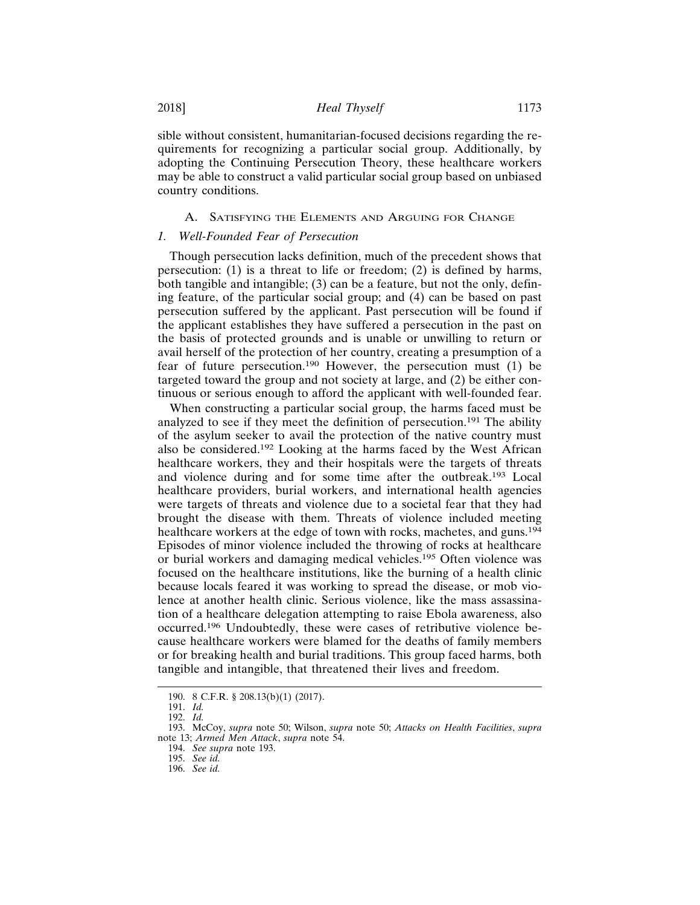sible without consistent, humanitarian-focused decisions regarding the requirements for recognizing a particular social group. Additionally, by adopting the Continuing Persecution Theory, these healthcare workers may be able to construct a valid particular social group based on unbiased country conditions.

### A. Satisfying the Elements and Arguing for Change

#### *1. Well-Founded Fear of Persecution*

Though persecution lacks definition, much of the precedent shows that persecution: (1) is a threat to life or freedom; (2) is defined by harms, both tangible and intangible; (3) can be a feature, but not the only, defining feature, of the particular social group; and (4) can be based on past persecution suffered by the applicant. Past persecution will be found if the applicant establishes they have suffered a persecution in the past on the basis of protected grounds and is unable or unwilling to return or avail herself of the protection of her country, creating a presumption of a fear of future persecution.[190] However, the persecution must (1) be targeted toward the group and not society at large, and (2) be either continuous or serious enough to afford the applicant with well-founded fear.

When constructing a particular social group, the harms faced must be analyzed to see if they meet the definition of persecution.[191] The ability of the asylum seeker to avail the protection of the native country must also be considered.[192] Looking at the harms faced by the West African healthcare workers, they and their hospitals were the targets of threats and violence during and for some time after the outbreak.[193] Local healthcare providers, burial workers, and international health agencies were targets of threats and violence due to a societal fear that they had brought the disease with them. Threats of violence included meeting healthcare workers at the edge of town with rocks, machetes, and guns.[194] Episodes of minor violence included the throwing of rocks at healthcare or burial workers and damaging medical vehicles.[195] Often violence was focused on the healthcare institutions, like the burning of a health clinic because locals feared it was working to spread the disease, or mob violence at another health clinic. Serious violence, like the mass assassination of a healthcare delegation attempting to raise Ebola awareness, also occurred.[196] Undoubtedly, these were cases of retributive violence because healthcare workers were blamed for the deaths of family members or for breaking health and burial traditions. This group faced harms, both tangible and intangible, that threatened their lives and freedom.

---

190. 8 C.F.R. § 208.13(b)(1) (2017).

191. *Id.*

192. *Id.*

193. McCoy, *supra* note 50; Wilson, *supra* note 50; *Attacks on Health Facilities*, *supra* note 13; *Armed Men Attack*, *supra* note 54.

194. *See supra* note 193.

195. *See id.*

196. *See id.*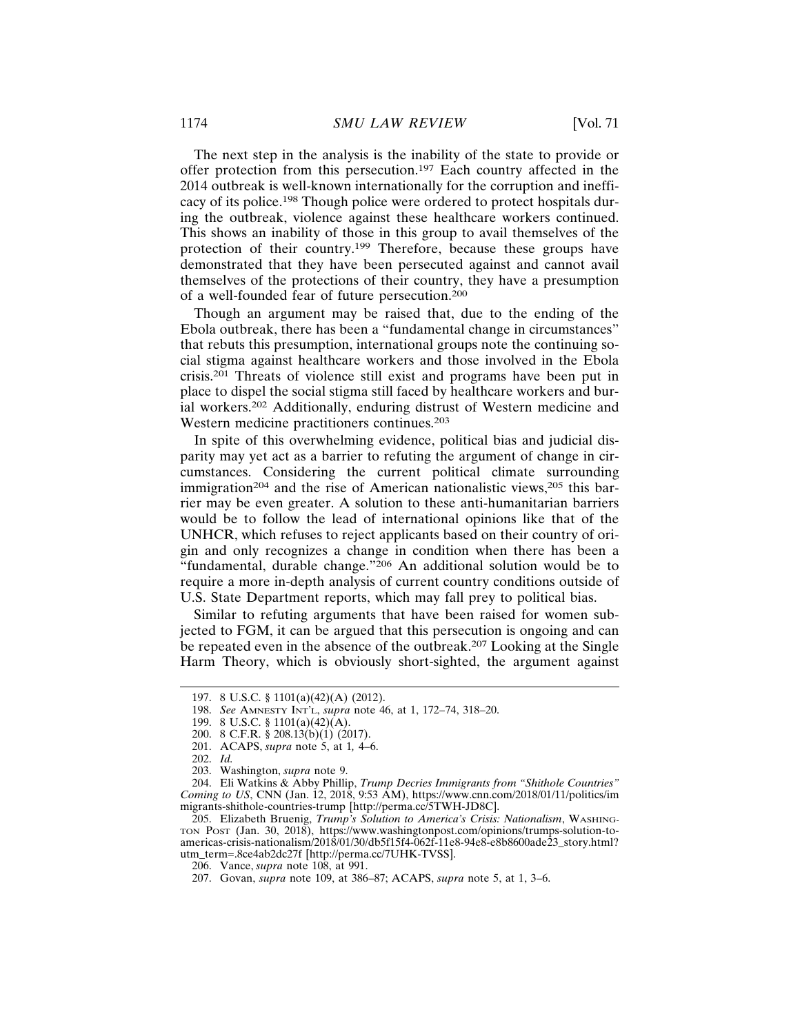The next step in the analysis is the inability of the state to provide or offer protection from this persecution.[197] Each country affected in the 2014 outbreak is well-known internationally for the corruption and inefficacy of its police.[198] Though police were ordered to protect hospitals during the outbreak, violence against these healthcare workers continued. This shows an inability of those in this group to avail themselves of the protection of their country.[199] Therefore, because these groups have demonstrated that they have been persecuted against and cannot avail themselves of the protections of their country, they have a presumption of a well-founded fear of future persecution.[200]

Though an argument may be raised that, due to the ending of the Ebola outbreak, there has been a "fundamental change in circumstances" that rebuts this presumption, international groups note the continuing social stigma against healthcare workers and those involved in the Ebola crisis.[201] Threats of violence still exist and programs have been put in place to dispel the social stigma still faced by healthcare workers and burial workers.[202] Additionally, enduring distrust of Western medicine and Western medicine practitioners continues.[203]

In spite of this overwhelming evidence, political bias and judicial disparity may yet act as a barrier to refuting the argument of change in circumstances. Considering the current political climate surrounding immigration[204] and the rise of American nationalistic views,[205] this barrier may be even greater. A solution to these anti-humanitarian barriers would be to follow the lead of international opinions like that of the UNHCR, which refuses to reject applicants based on their country of origin and only recognizes a change in condition when there has been a "fundamental, durable change."[206] An additional solution would be to require a more in-depth analysis of current country conditions outside of U.S. State Department reports, which may fall prey to political bias.

Similar to refuting arguments that have been raised for women subjected to FGM, it can be argued that this persecution is ongoing and can be repeated even in the absence of the outbreak.[207] Looking at the Single Harm Theory, which is obviously short-sighted, the argument against

---

197. 8 U.S.C. § 1101(a)(42)(A) (2012).

198. *See* AMNESTY INT'L, *supra* note 46, at 1, 172–74, 318–20.

199. 8 U.S.C. § 1101(a)(42)(A).

200. 8 C.F.R. § 208.13(b)(1) (2017).

201. ACAPS, *supra* note 5, at 1, 4–6.

202. *Id.*

203. Washington, *supra* note 9.

204. Eli Watkins & Abby Phillip, *Trump Decries Immigrants from "Shithole Countries" Coming to US*, CNN (Jan. 12, 2018, 9:53 AM), https://www.cnn.com/2018/01/11/politics/immigrants-shithole-countries-trump [http://perma.cc/5TWH-JD8C].

205. Elizabeth Bruenig, *Trump's Solution to America's Crisis: Nationalism*, WASHINGTON POST (Jan. 30, 2018), https://www.washingtonpost.com/opinions/trumps-solution-to-americas-crisis-nationalism/2018/01/30/db5f15f4-062f-11e8-94e8-e8b8600ade23_story.html?utm_term=.8ce4ab2dc27f [http://perma.cc/7UHK-TVSS].

206. Vance, *supra* note 108, at 991.

207. Govan, *supra* note 109, at 386–87; ACAPS, *supra* note 5, at 1, 3–6.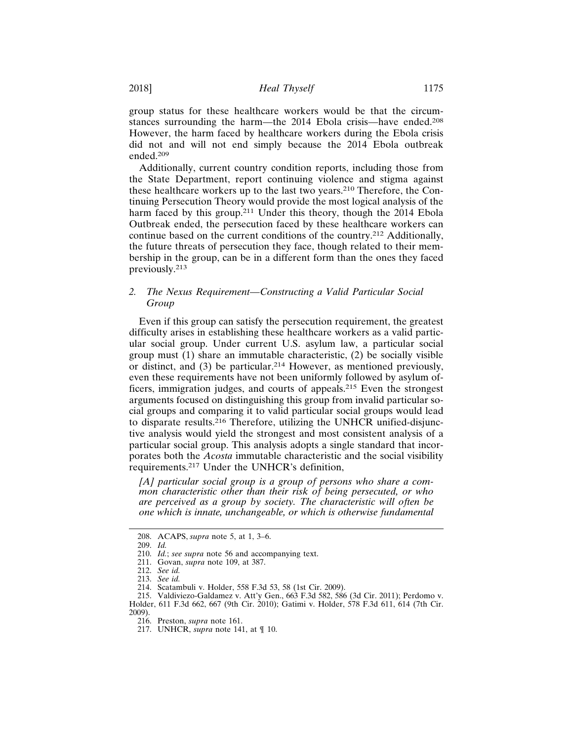group status for these healthcare workers would be that the circumstances surrounding the harm—the 2014 Ebola crisis—have ended.[208] However, the harm faced by healthcare workers during the Ebola crisis did not and will not end simply because the 2014 Ebola outbreak ended.[209]

Additionally, current country condition reports, including those from the State Department, report continuing violence and stigma against these healthcare workers up to the last two years.[210] Therefore, the Continuing Persecution Theory would provide the most logical analysis of the harm faced by this group.[211] Under this theory, though the 2014 Ebola Outbreak ended, the persecution faced by these healthcare workers can continue based on the current conditions of the country.[212] Additionally, the future threats of persecution they face, though related to their membership in the group, can be in a different form than the ones they faced previously.[213]

### 2. *The Nexus Requirement—Constructing a Valid Particular Social Group*

Even if this group can satisfy the persecution requirement, the greatest difficulty arises in establishing these healthcare workers as a valid particular social group. Under current U.S. asylum law, a particular social group must (1) share an immutable characteristic, (2) be socially visible or distinct, and (3) be particular.[214] However, as mentioned previously, even these requirements have not been uniformly followed by asylum officers, immigration judges, and courts of appeals.[215] Even the strongest arguments focused on distinguishing this group from invalid particular social groups and comparing it to valid particular social groups would lead to disparate results.[216] Therefore, utilizing the UNHCR unified-disjunctive analysis would yield the strongest and most consistent analysis of a particular social group. This analysis adopts a single standard that incorporates both the *Acosta* immutable characteristic and the social visibility requirements.[217] Under the UNHCR's definition,

> *[A] particular social group is a group of persons who share a common characteristic other than their risk of being persecuted, or who are perceived as a group by society. The characteristic will often be one which is innate, unchangeable, or which is otherwise fundamental*

---

208. ACAPS, *supra* note 5, at 1, 3–6.

209. *Id.*

210. *Id.*; *see supra* note 56 and accompanying text.

211. Govan, *supra* note 109, at 387.

212. *See id.*

213. *See id.*

214. Scatambuli v. Holder, 558 F.3d 53, 58 (1st Cir. 2009).

215. Valdiviezo-Galdamez v. Att'y Gen., 663 F.3d 582, 586 (3d Cir. 2011); Perdomo v. Holder, 611 F.3d 662, 667 (9th Cir. 2010); Gatimi v. Holder, 578 F.3d 611, 614 (7th Cir. 2009).

216. Preston, *supra* note 161.

217. UNHCR, *supra* note 141, at ¶ 10.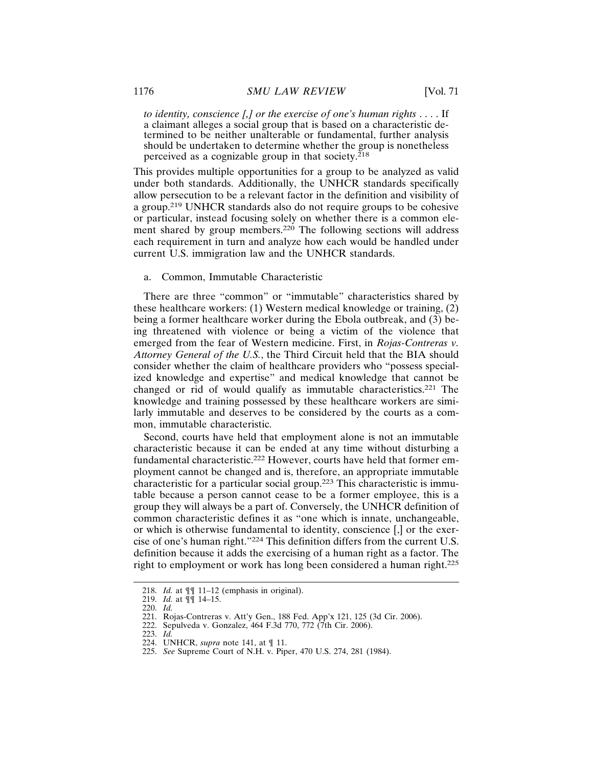> *to identity, conscience [,] or the exercise of one's human rights* . . . . If a claimant alleges a social group that is based on a characteristic determined to be neither unalterable or fundamental, further analysis should be undertaken to determine whether the group is nonetheless perceived as a cognizable group in that society.[218]

This provides multiple opportunities for a group to be analyzed as valid under both standards. Additionally, the UNHCR standards specifically allow persecution to be a relevant factor in the definition and visibility of a group.[219] UNHCR standards also do not require groups to be cohesive or particular, instead focusing solely on whether there is a common element shared by group members.[220] The following sections will address each requirement in turn and analyze how each would be handled under current U.S. immigration law and the UNHCR standards.

a. Common, Immutable Characteristic

There are three "common" or "immutable" characteristics shared by these healthcare workers: (1) Western medical knowledge or training, (2) being a former healthcare worker during the Ebola outbreak, and (3) being threatened with violence or being a victim of the violence that emerged from the fear of Western medicine. First, in *Rojas-Contreras v. Attorney General of the U.S.*, the Third Circuit held that the BIA should consider whether the claim of healthcare providers who "possess specialized knowledge and expertise" and medical knowledge that cannot be changed or rid of would qualify as immutable characteristics.[221] The knowledge and training possessed by these healthcare workers are similarly immutable and deserves to be considered by the courts as a common, immutable characteristic.

Second, courts have held that employment alone is not an immutable characteristic because it can be ended at any time without disturbing a fundamental characteristic.[222] However, courts have held that former employment cannot be changed and is, therefore, an appropriate immutable characteristic for a particular social group.[223] This characteristic is immutable because a person cannot cease to be a former employee, this is a group they will always be a part of. Conversely, the UNHCR definition of common characteristic defines it as "one which is innate, unchangeable, or which is otherwise fundamental to identity, conscience [,] or the exercise of one's human right."[224] This definition differs from the current U.S. definition because it adds the exercising of a human right as a factor. The right to employment or work has long been considered a human right.[225]

218. *Id.* at ¶¶ 11–12 (emphasis in original).
219. *Id.* at ¶¶ 14–15.
220. *Id.*
221. Rojas-Contreras v. Att'y Gen., 188 Fed. App'x 121, 125 (3d Cir. 2006).
222. Sepulveda v. Gonzalez, 464 F.3d 770, 772 (7th Cir. 2006).
223. *Id.*
224. UNHCR, *supra* note 141, at ¶ 11.
225. *See* Supreme Court of N.H. v. Piper, 470 U.S. 274, 281 (1984).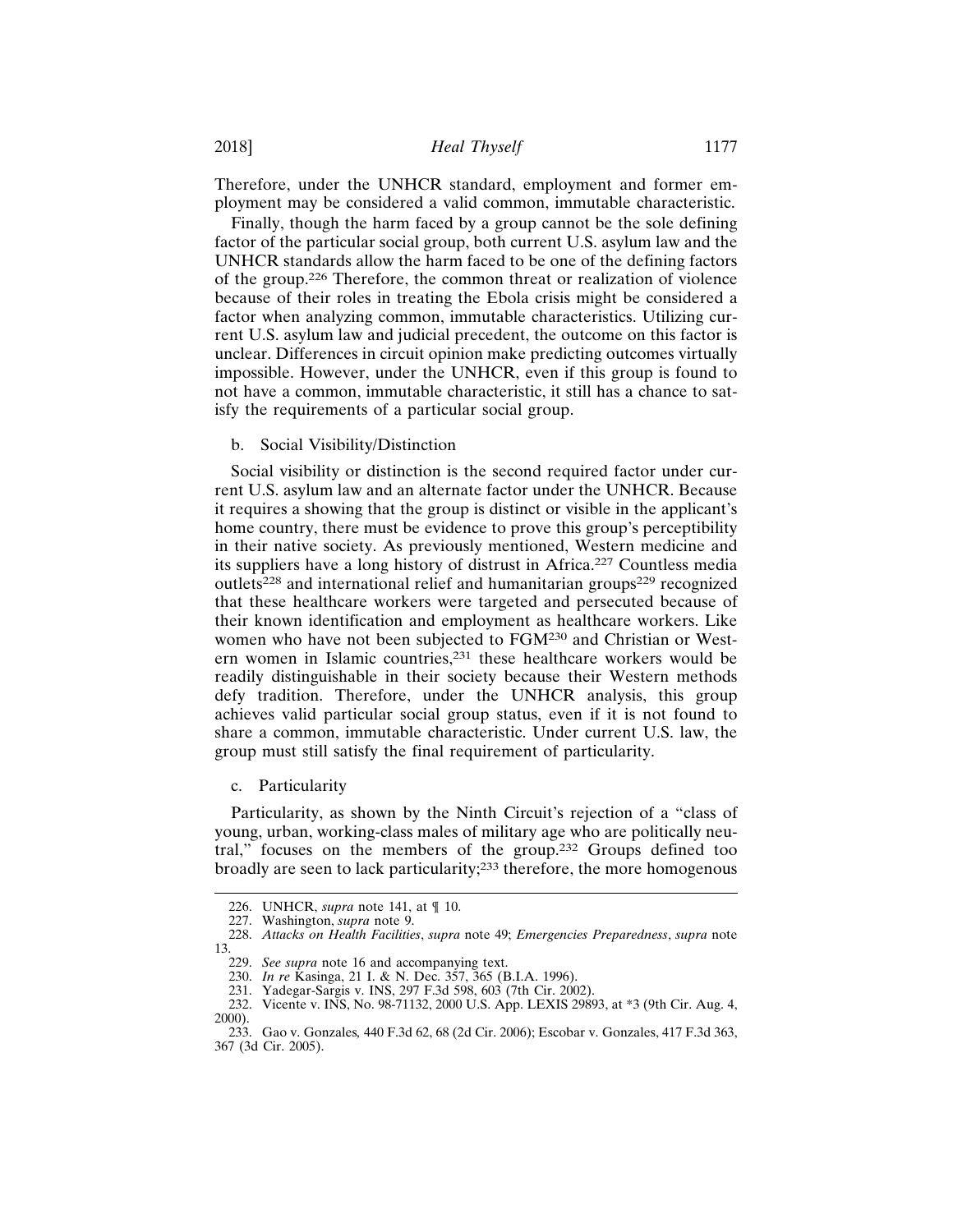Therefore, under the UNHCR standard, employment and former employment may be considered a valid common, immutable characteristic.

Finally, though the harm faced by a group cannot be the sole defining factor of the particular social group, both current U.S. asylum law and the UNHCR standards allow the harm faced to be one of the defining factors of the group.[226] Therefore, the common threat or realization of violence because of their roles in treating the Ebola crisis might be considered a factor when analyzing common, immutable characteristics. Utilizing current U.S. asylum law and judicial precedent, the outcome on this factor is unclear. Differences in circuit opinion make predicting outcomes virtually impossible. However, under the UNHCR, even if this group is found to not have a common, immutable characteristic, it still has a chance to satisfy the requirements of a particular social group.

b. Social Visibility/Distinction

Social visibility or distinction is the second required factor under current U.S. asylum law and an alternate factor under the UNHCR. Because it requires a showing that the group is distinct or visible in the applicant's home country, there must be evidence to prove this group's perceptibility in their native society. As previously mentioned, Western medicine and its suppliers have a long history of distrust in Africa.[227] Countless media outlets[228] and international relief and humanitarian groups[229] recognized that these healthcare workers were targeted and persecuted because of their known identification and employment as healthcare workers. Like women who have not been subjected to FGM[230] and Christian or Western women in Islamic countries,[231] these healthcare workers would be readily distinguishable in their society because their Western methods defy tradition. Therefore, under the UNHCR analysis, this group achieves valid particular social group status, even if it is not found to share a common, immutable characteristic. Under current U.S. law, the group must still satisfy the final requirement of particularity.

c. Particularity

Particularity, as shown by the Ninth Circuit's rejection of a "class of young, urban, working-class males of military age who are politically neutral," focuses on the members of the group.[232] Groups defined too broadly are seen to lack particularity;[233] therefore, the more homogenous

---

226. UNHCR, *supra* note 141, at ¶ 10.

227. Washington, *supra* note 9.

228. *Attacks on Health Facilities*, *supra* note 49; *Emergencies Preparedness*, *supra* note 13.

229. *See supra* note 16 and accompanying text.

230. *In re* Kasinga, 21 I. & N. Dec. 357, 365 (B.I.A. 1996).

231. Yadegar-Sargis v. INS, 297 F.3d 598, 603 (7th Cir. 2002).

232. Vicente v. INS, No. 98-71132, 2000 U.S. App. LEXIS 29893, at *3 (9th Cir. Aug. 4, 2000).

233. Gao v. Gonzales*,* 440 F.3d 62, 68 (2d Cir. 2006); Escobar v. Gonzales, 417 F.3d 363, 367 (3d Cir. 2005).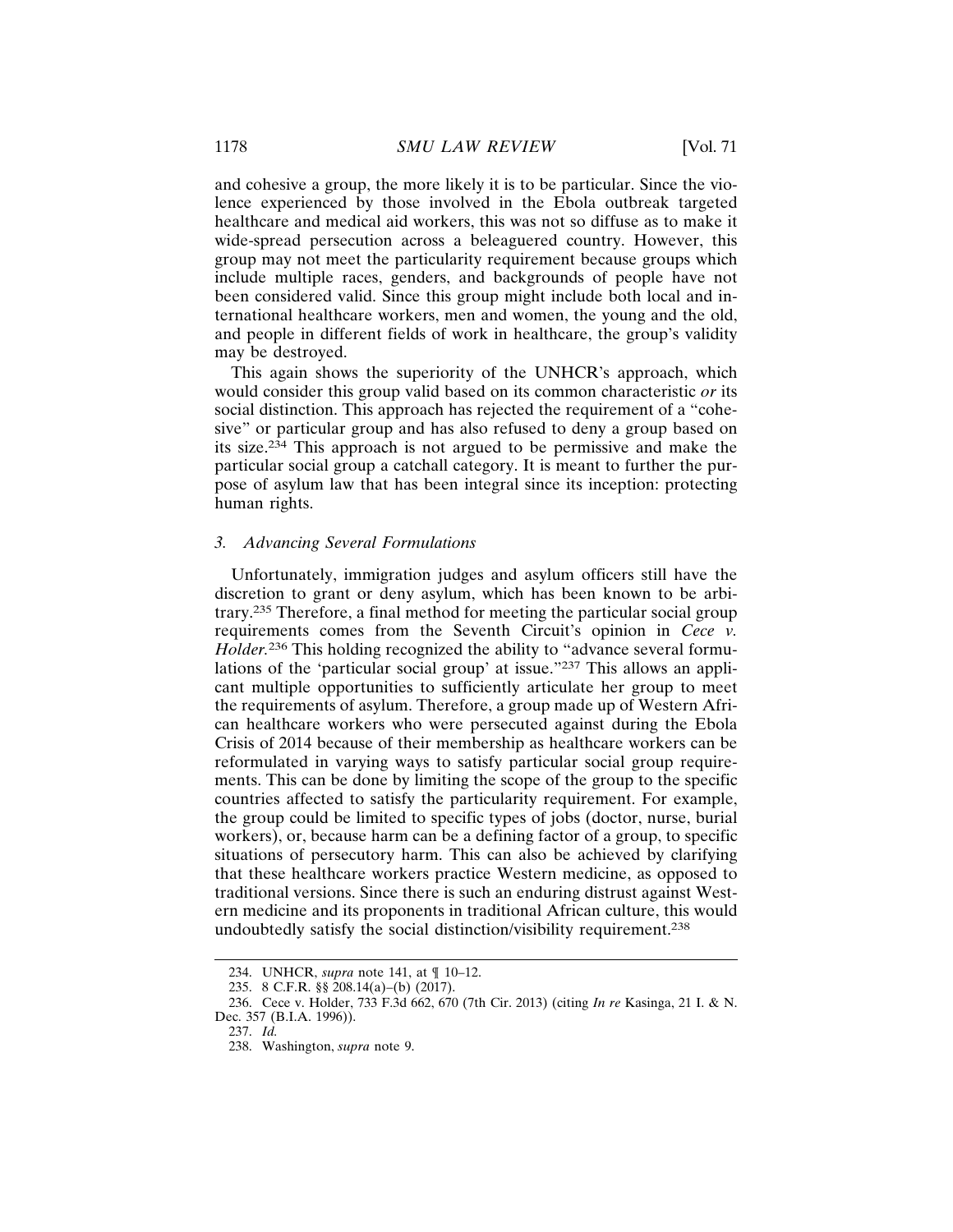and cohesive a group, the more likely it is to be particular. Since the violence experienced by those involved in the Ebola outbreak targeted healthcare and medical aid workers, this was not so diffuse as to make it wide-spread persecution across a beleaguered country. However, this group may not meet the particularity requirement because groups which include multiple races, genders, and backgrounds of people have not been considered valid. Since this group might include both local and international healthcare workers, men and women, the young and the old, and people in different fields of work in healthcare, the group's validity may be destroyed.

This again shows the superiority of the UNHCR's approach, which would consider this group valid based on its common characteristic *or* its social distinction. This approach has rejected the requirement of a "cohesive" or particular group and has also refused to deny a group based on its size.[234] This approach is not argued to be permissive and make the particular social group a catchall category. It is meant to further the purpose of asylum law that has been integral since its inception: protecting human rights.

### *3. Advancing Several Formulations*

Unfortunately, immigration judges and asylum officers still have the discretion to grant or deny asylum, which has been known to be arbitrary.[235] Therefore, a final method for meeting the particular social group requirements comes from the Seventh Circuit's opinion in *Cece v. Holder.*[236] This holding recognized the ability to "advance several formulations of the 'particular social group' at issue."[237] This allows an applicant multiple opportunities to sufficiently articulate her group to meet the requirements of asylum. Therefore, a group made up of Western African healthcare workers who were persecuted against during the Ebola Crisis of 2014 because of their membership as healthcare workers can be reformulated in varying ways to satisfy particular social group requirements. This can be done by limiting the scope of the group to the specific countries affected to satisfy the particularity requirement. For example, the group could be limited to specific types of jobs (doctor, nurse, burial workers), or, because harm can be a defining factor of a group, to specific situations of persecutory harm. This can also be achieved by clarifying that these healthcare workers practice Western medicine, as opposed to traditional versions. Since there is such an enduring distrust against Western medicine and its proponents in traditional African culture, this would undoubtedly satisfy the social distinction/visibility requirement.[238]

---

234. UNHCR, *supra* note 141, at ¶ 10–12.

235. 8 C.F.R. §§ 208.14(a)–(b) (2017).

236. Cece v. Holder, 733 F.3d 662, 670 (7th Cir. 2013) (citing *In re* Kasinga, 21 I. & N. Dec. 357 (B.I.A. 1996)).

237. *Id.*

238. Washington, *supra* note 9.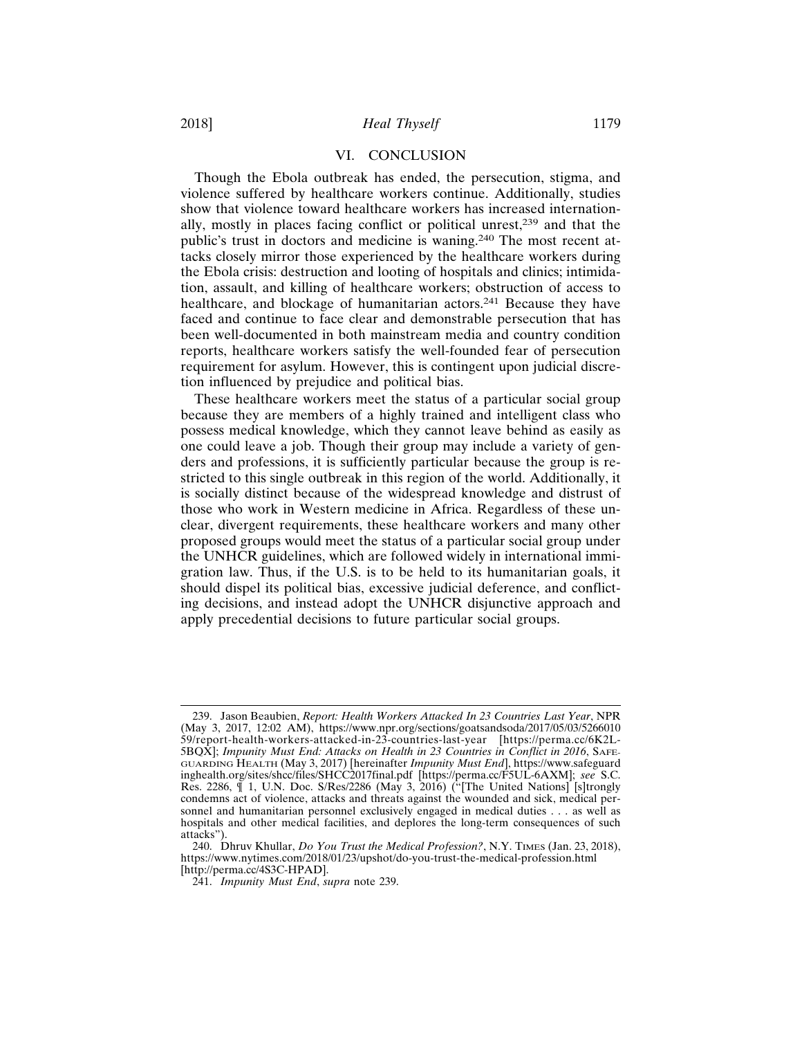## VI. CONCLUSION

Though the Ebola outbreak has ended, the persecution, stigma, and violence suffered by healthcare workers continue. Additionally, studies show that violence toward healthcare workers has increased internationally, mostly in places facing conflict or political unrest,[239] and that the public's trust in doctors and medicine is waning.[240] The most recent attacks closely mirror those experienced by the healthcare workers during the Ebola crisis: destruction and looting of hospitals and clinics; intimidation, assault, and killing of healthcare workers; obstruction of access to healthcare, and blockage of humanitarian actors.[241] Because they have faced and continue to face clear and demonstrable persecution that has been well-documented in both mainstream media and country condition reports, healthcare workers satisfy the well-founded fear of persecution requirement for asylum. However, this is contingent upon judicial discretion influenced by prejudice and political bias.

These healthcare workers meet the status of a particular social group because they are members of a highly trained and intelligent class who possess medical knowledge, which they cannot leave behind as easily as one could leave a job. Though their group may include a variety of genders and professions, it is sufficiently particular because the group is restricted to this single outbreak in this region of the world. Additionally, it is socially distinct because of the widespread knowledge and distrust of those who work in Western medicine in Africa. Regardless of these unclear, divergent requirements, these healthcare workers and many other proposed groups would meet the status of a particular social group under the UNHCR guidelines, which are followed widely in international immigration law. Thus, if the U.S. is to be held to its humanitarian goals, it should dispel its political bias, excessive judicial deference, and conflicting decisions, and instead adopt the UNHCR disjunctive approach and apply precedential decisions to future particular social groups.

---

239. Jason Beaubien, *Report: Health Workers Attacked In 23 Countries Last Year*, NPR (May 3, 2017, 12:02 AM), https://www.npr.org/sections/goatsandsoda/2017/05/03/526601059/report-health-workers-attacked-in-23-countries-last-year [https://perma.cc/6K2L-5BQX]; *Impunity Must End: Attacks on Health in 23 Countries in Conflict in 2016*, SAFEGUARDING HEALTH (May 3, 2017) [hereinafter *Impunity Must End*], https://www.safeguardinghealth.org/sites/shcc/files/SHCC2017final.pdf [https://perma.cc/F5UL-6AXM]; *see* S.C. Res. 2286, ¶ 1, U.N. Doc. S/Res/2286 (May 3, 2016) ("[The United Nations] [s]trongly condemns act of violence, attacks and threats against the wounded and sick, medical personnel and humanitarian personnel exclusively engaged in medical duties . . . as well as hospitals and other medical facilities, and deplores the long-term consequences of such attacks").

240. Dhruv Khullar, *Do You Trust the Medical Profession?*, N.Y. TIMES (Jan. 23, 2018), https://www.nytimes.com/2018/01/23/upshot/do-you-trust-the-medical-profession.html [http://perma.cc/4S3C-HPAD].

241. *Impunity Must End*, *supra* note 239.